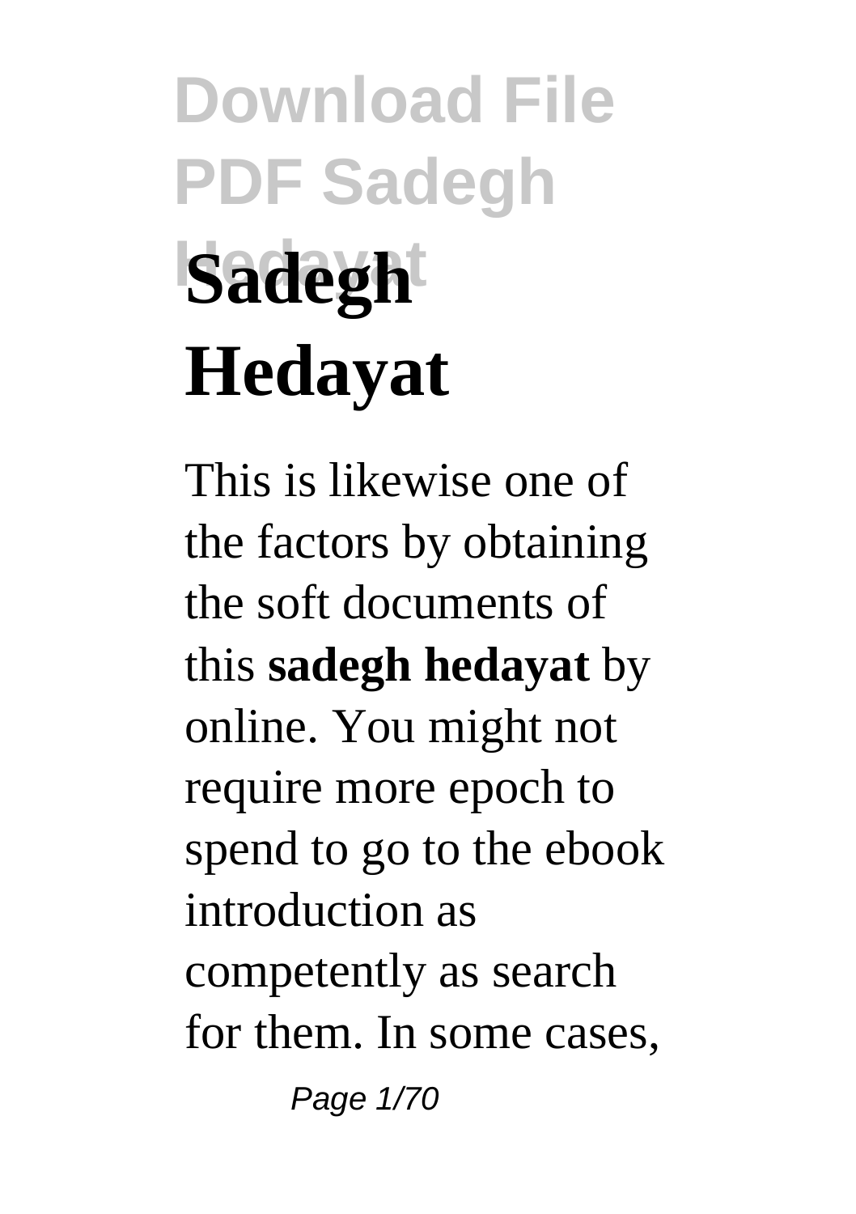# Download File PDF Sadegh Hedayat

# Sadegh Hedayat

This is likewise one of the factors by obtaining the soft documents of this **sadegh hedayat** by online. You might not require more epoch to spend to go to the ebook introduction as competently as search for them. In some cases,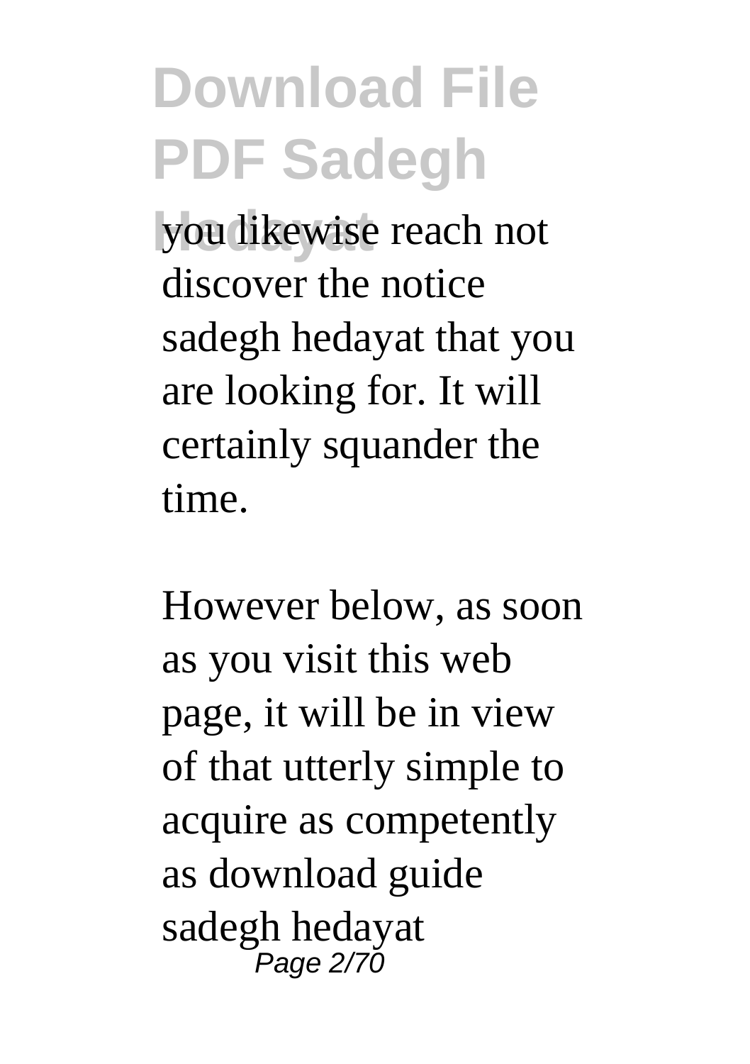you likewise reach not discover the notice sadegh hedayat that you are looking for. It will certainly squander the time.

However below, as soon as you visit this web page, it will be in view of that utterly simple to acquire as competently as download guide sadegh hedayat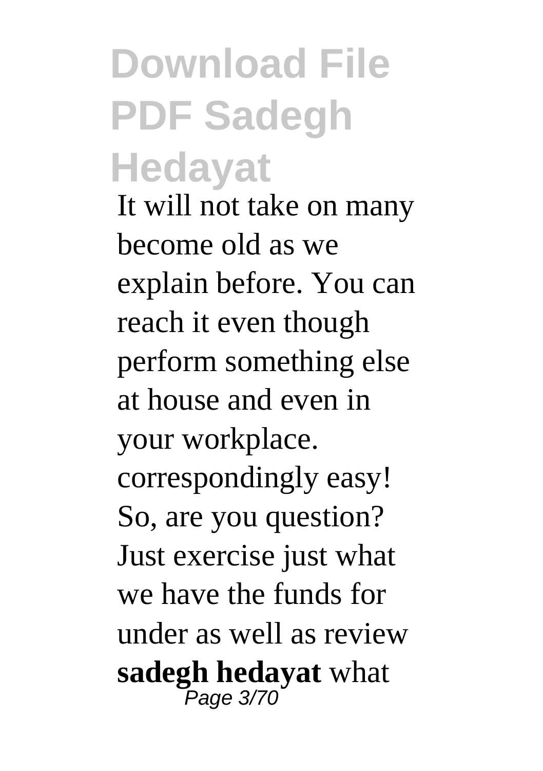It will not take on many become old as we explain before. You can reach it even though perform something else at house and even in your workplace. correspondingly easy! So, are you question? Just exercise just what we have the funds for under as well as review **sadegh hedayat** what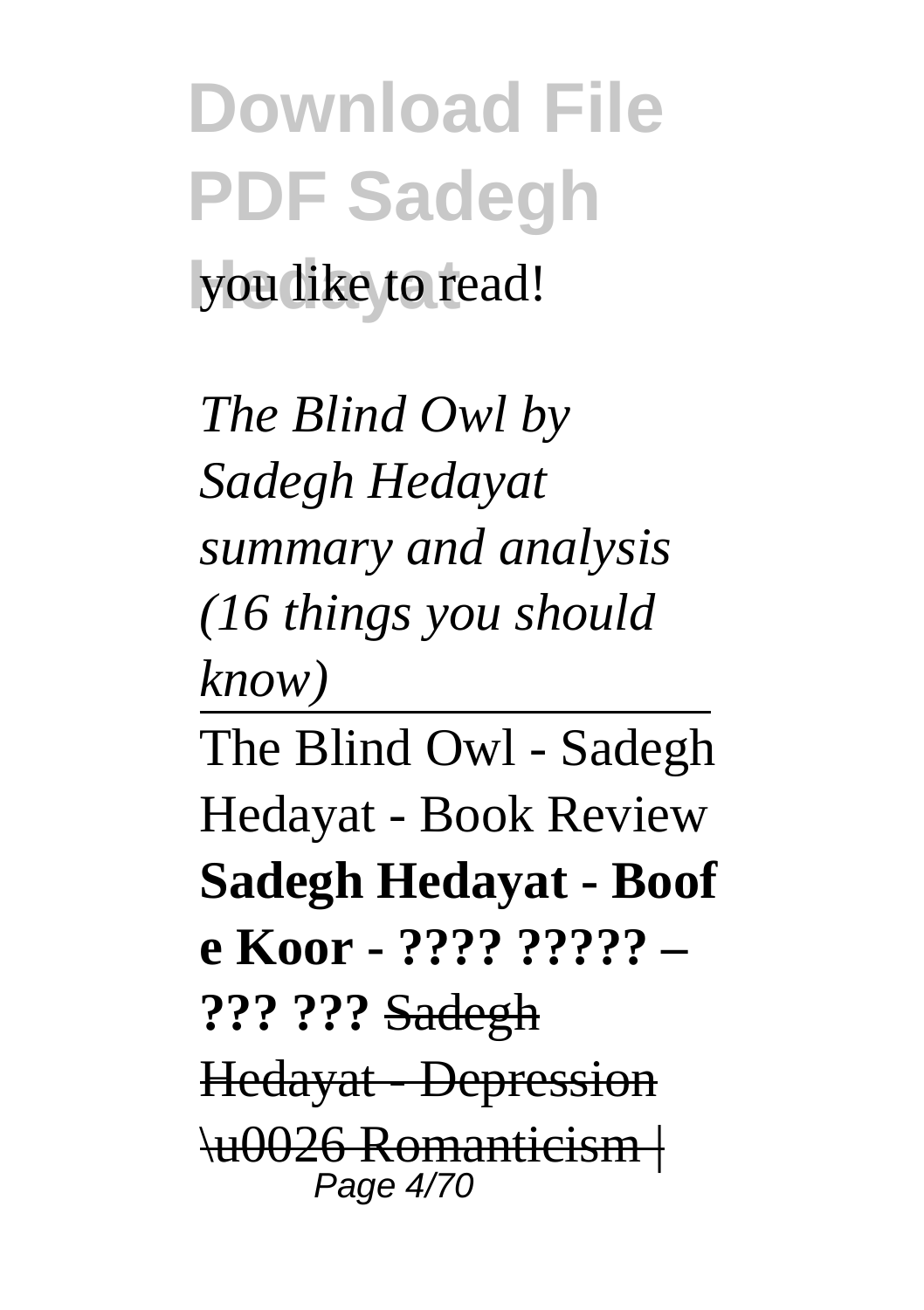you like to read!

*The Blind Owl by Sadegh Hedayat summary and analysis (16 things you should know)*

The Blind Owl - Sadegh Hedayat - Book Review **Sadegh Hedayat - Boof e Koor - ???? ????? – ??? ???** ~~Sadegh Hedayat - Depression \u0026 Romanticism |~~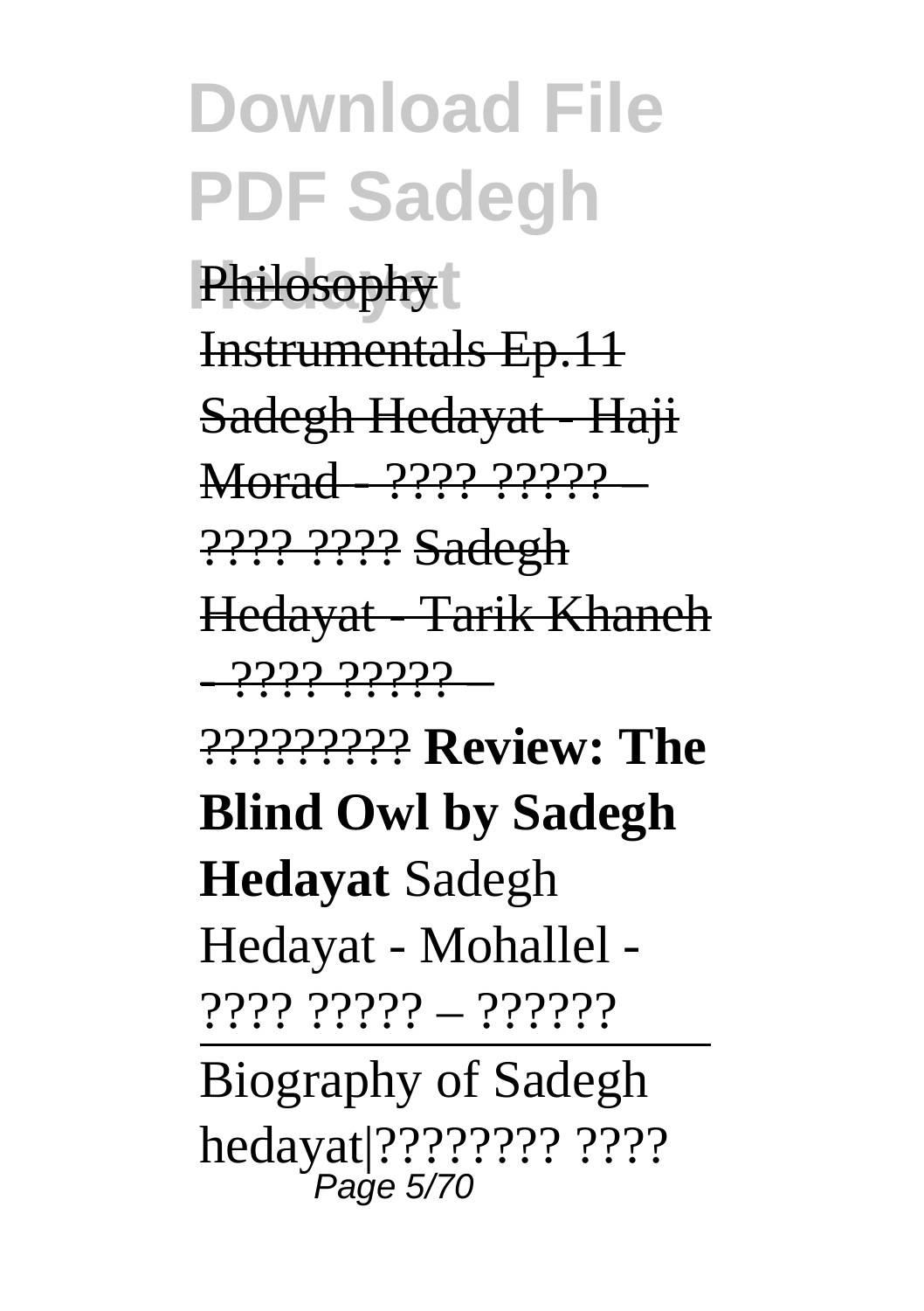Philosophy Instrumentals Ep.11 Sadegh Hedayat - Haji Morad - ???? ????? – ???? ???? Sadegh Hedayat - Tarik Khaneh - ???? ????? – ????????? **Review: The Blind Owl by Sadegh Hedayat** Sadegh Hedayat - Mohallel - ???? ????? – ??????

Biography of Sadegh hedayat|???????? ????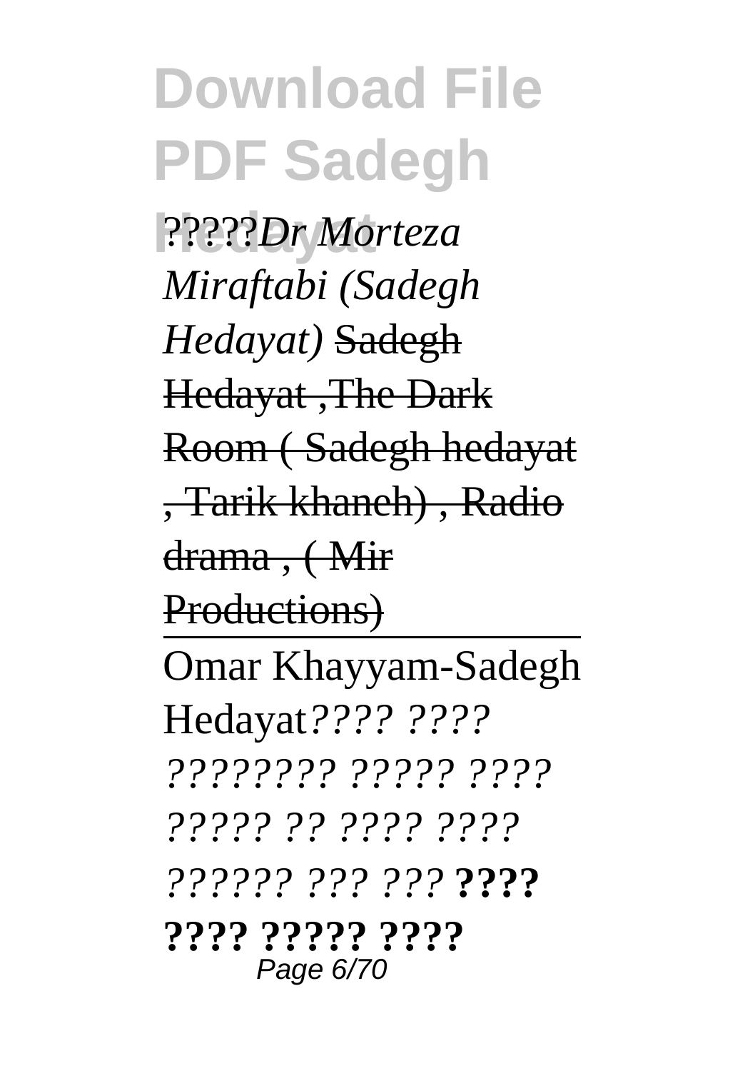?????*Dr Morteza Miraftabi (Sadegh Hedayat)* ~~Sadegh Hedayat ,The Dark Room ( Sadegh hedayat , Tarik khaneh) , Radio drama , ( Mir Productions)~~

Omar Khayyam-Sadegh Hedayat*???? ???? ???????? ????? ???? ????? ?? ???? ???? ?????? ??? ???* **???? ???? ????? ????**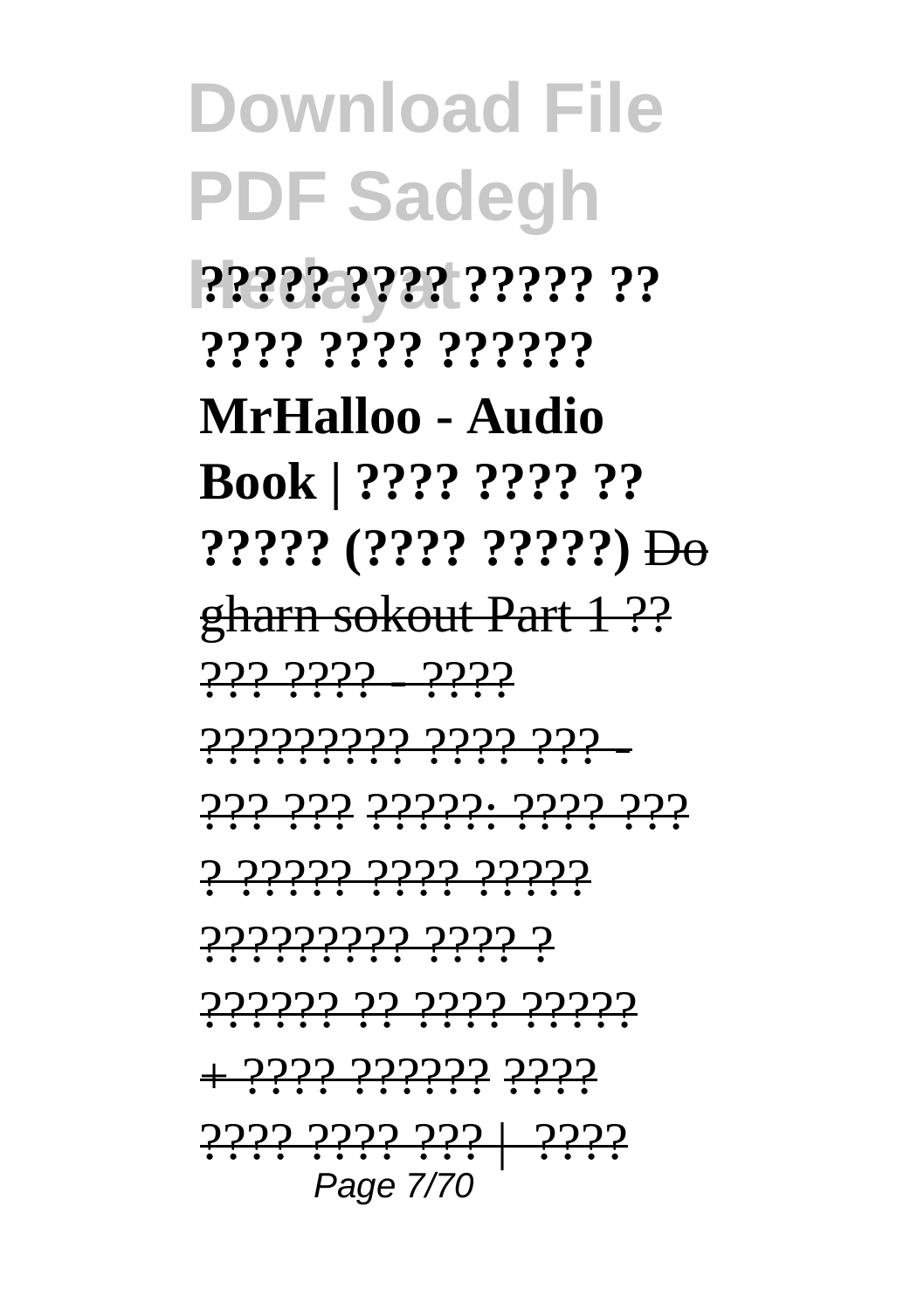**????? ???? ????? ?? ???? ???? ?????? MrHalloo - Audio Book | ???? ???? ?? ????? (???? ?????)** ~~Do gharn sokout Part 1 ?? ??? ???? - ???? ????????? ???? ??? - ??? ???~~ ~~?????: ???? ??? ? ????? ???? ????? ????????? ???? ? ?????? ?? ???? ????? + ???? ??????~~ ~~???? ???? ???? ??? | ????~~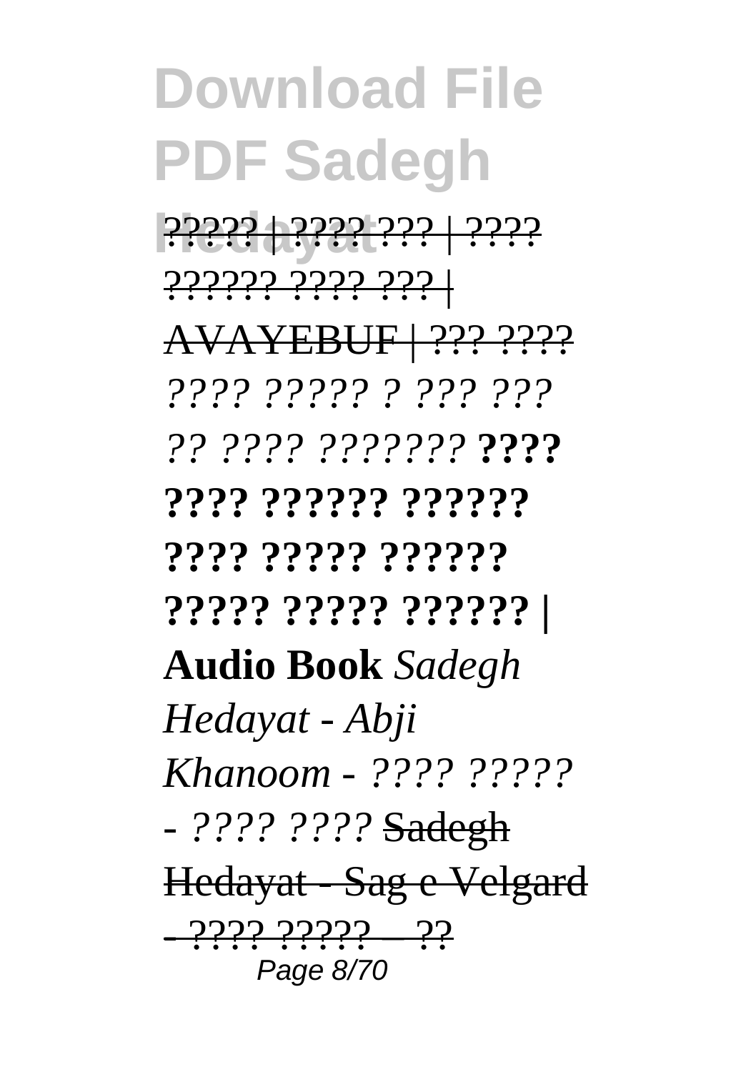# Download File PDF Sadegh Hedayat

~~????? | ???? ??? | ???? ?????? ???? ??? | AVAYEBUF | ??? ????~~ *???? ????? ? ??? ??? ?? ???? ???????* **???? ???? ?????? ?????? ???? ????? ?????? ????? ????? ?????? | Audio Book** *Sadegh Hedayat - Abji Khanoom - ???? ????? - ???? ????* ~~Sadegh Hedayat - Sag e Velgard - ???? ????? -- ??~~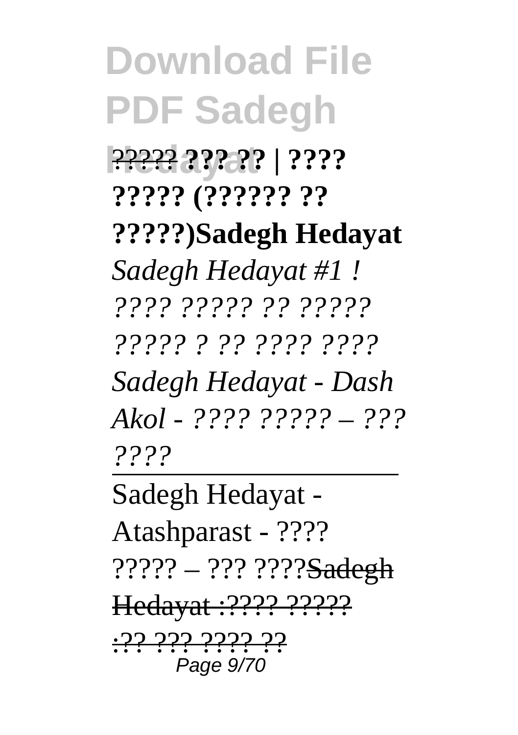?????? **??? ?? | ???? ????? (?????? ?? ?????)Sadegh Hedayat**

*Sadegh Hedayat #1 ! ???? ????? ?? ????? ????? ? ?? ???? ????*

*Sadegh Hedayat - Dash Akol - ???? ????? – ??? ????*

---

Sadegh Hedayat - Atashparast - ???? ????? – ??? ????~~Sadegh Hedayat :???? ?????~~

~~:?? ??? ???? ??~~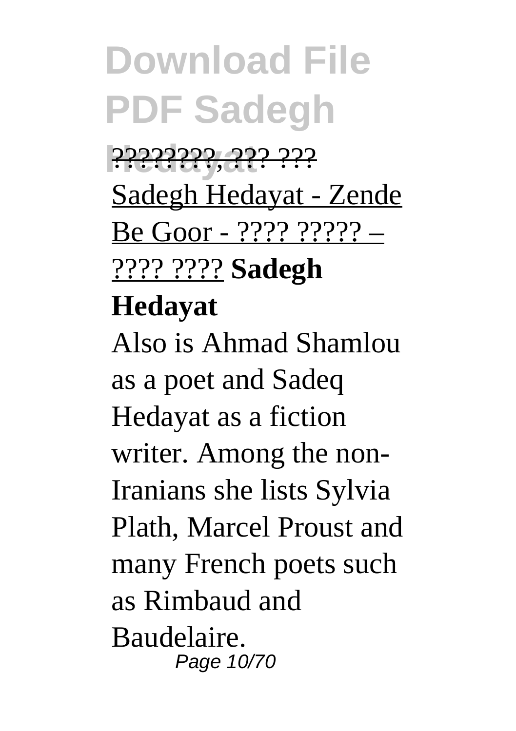????????, ??? ???

Sadegh Hedayat - Zende Be Goor - ???? ????? – ???? ???? **Sadegh Hedayat**

Also is Ahmad Shamlou as a poet and Sadeq Hedayat as a fiction writer. Among the non-Iranians she lists Sylvia Plath, Marcel Proust and many French poets such as Rimbaud and Baudelaire.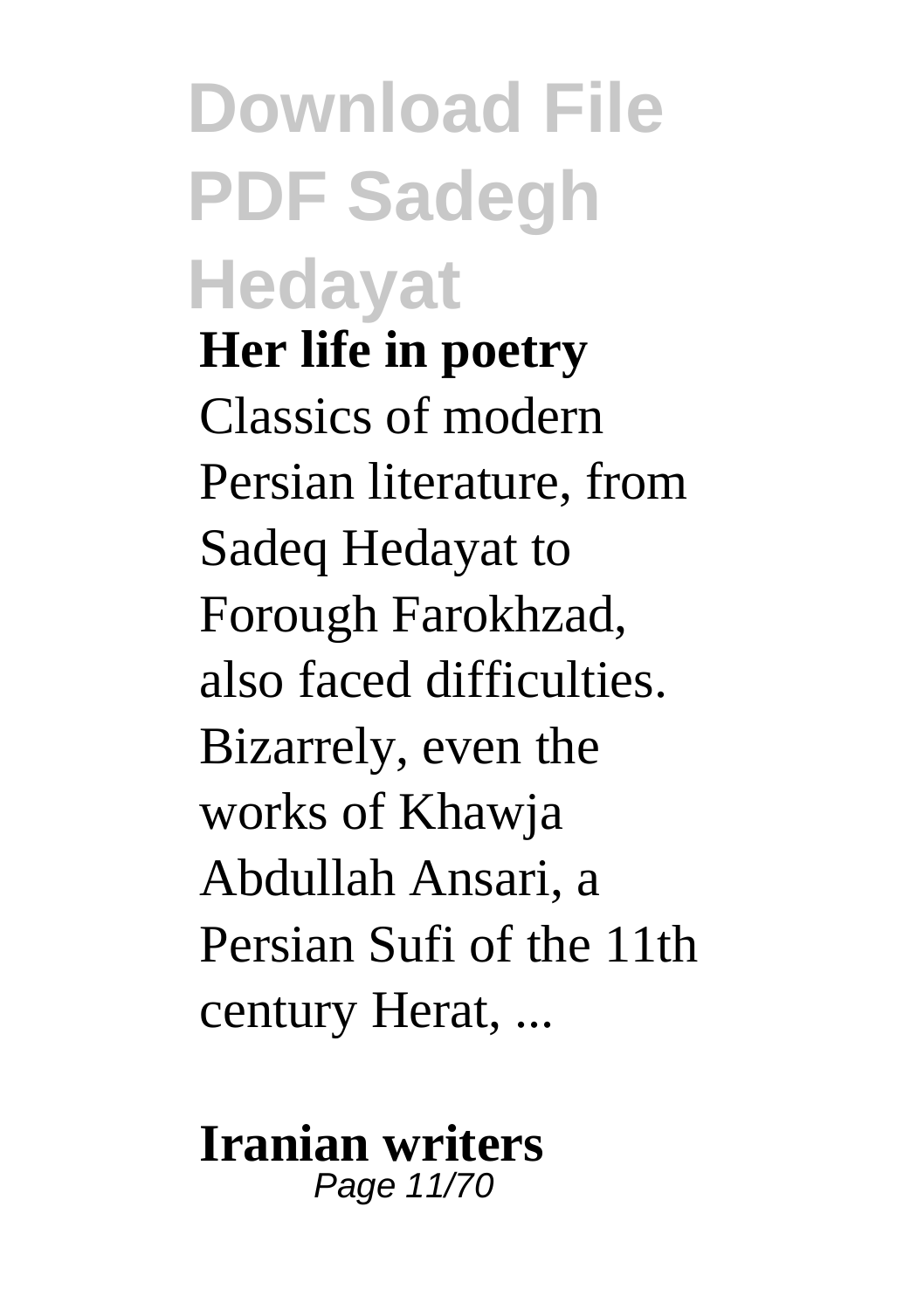**Her life in poetry**

Classics of modern Persian literature, from Sadeq Hedayat to Forough Farokhzad, also faced difficulties. Bizarrely, even the works of Khawja Abdullah Ansari, a Persian Sufi of the 11th century Herat, ...

**Iranian writers**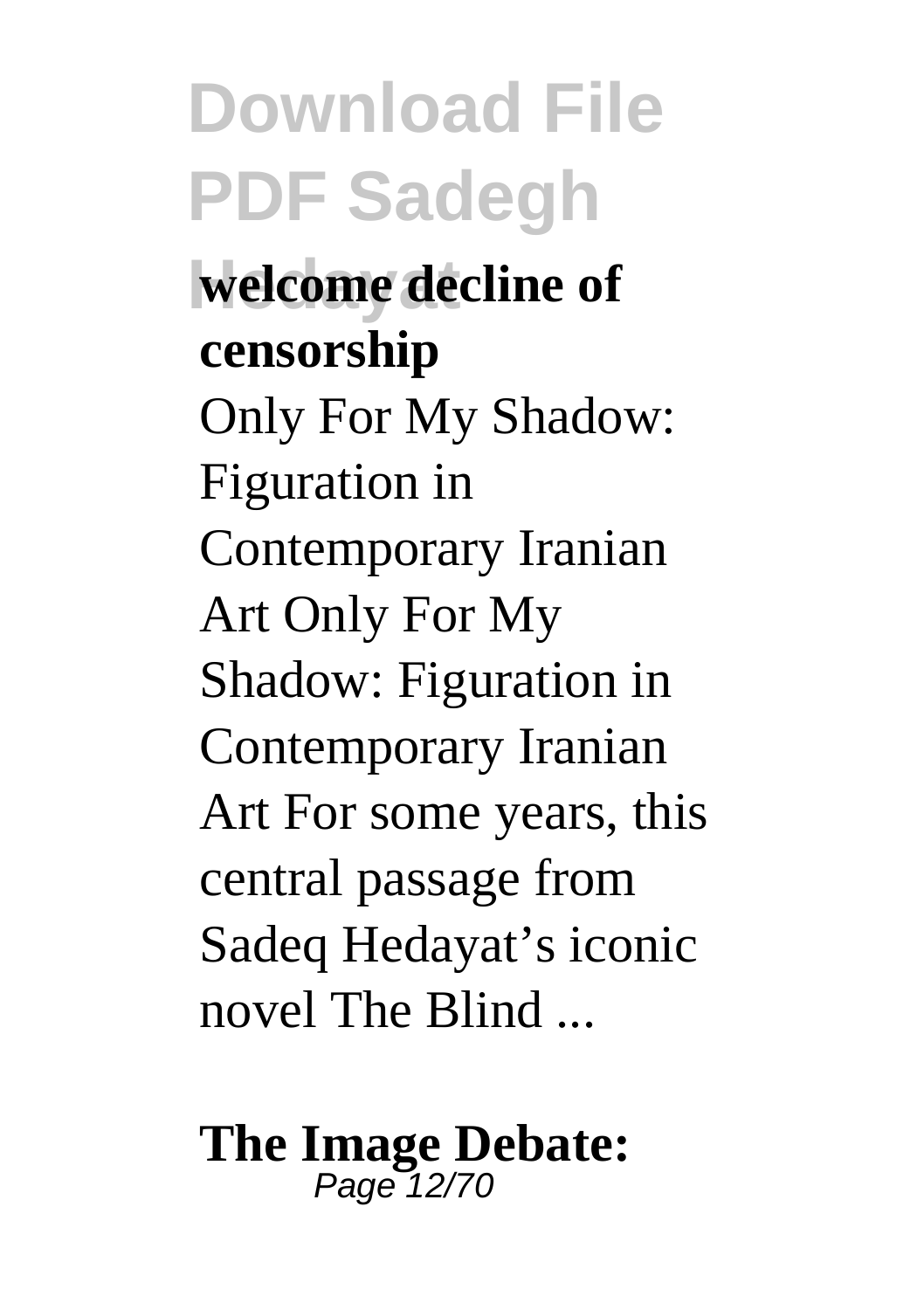**welcome decline of censorship**

Only For My Shadow: Figuration in Contemporary Iranian Art Only For My Shadow: Figuration in Contemporary Iranian Art For some years, this central passage from Sadeq Hedayat's iconic novel The Blind ...

**The Image Debate:**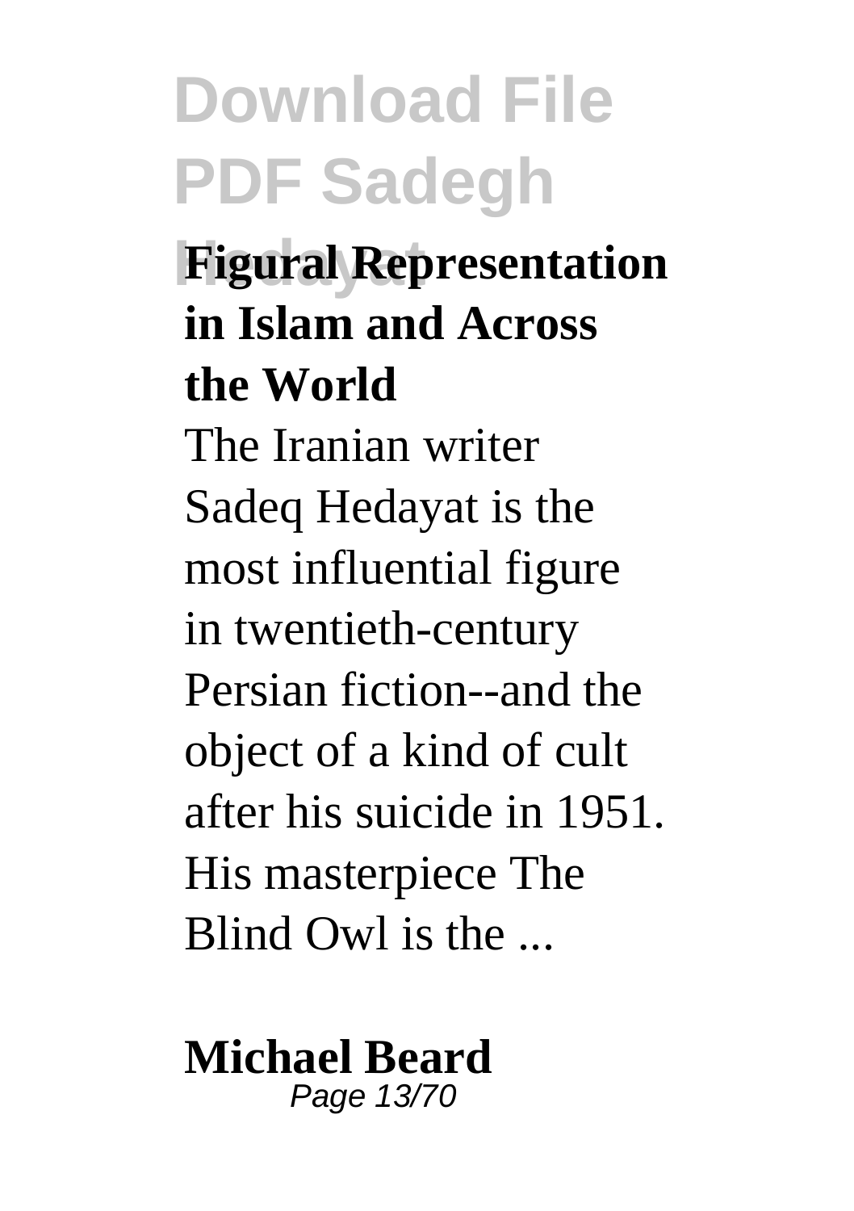**Figural Representation in Islam and Across the World**

The Iranian writer Sadeq Hedayat is the most influential figure in twentieth-century Persian fiction--and the object of a kind of cult after his suicide in 1951. His masterpiece The Blind Owl is the ...

**Michael Beard**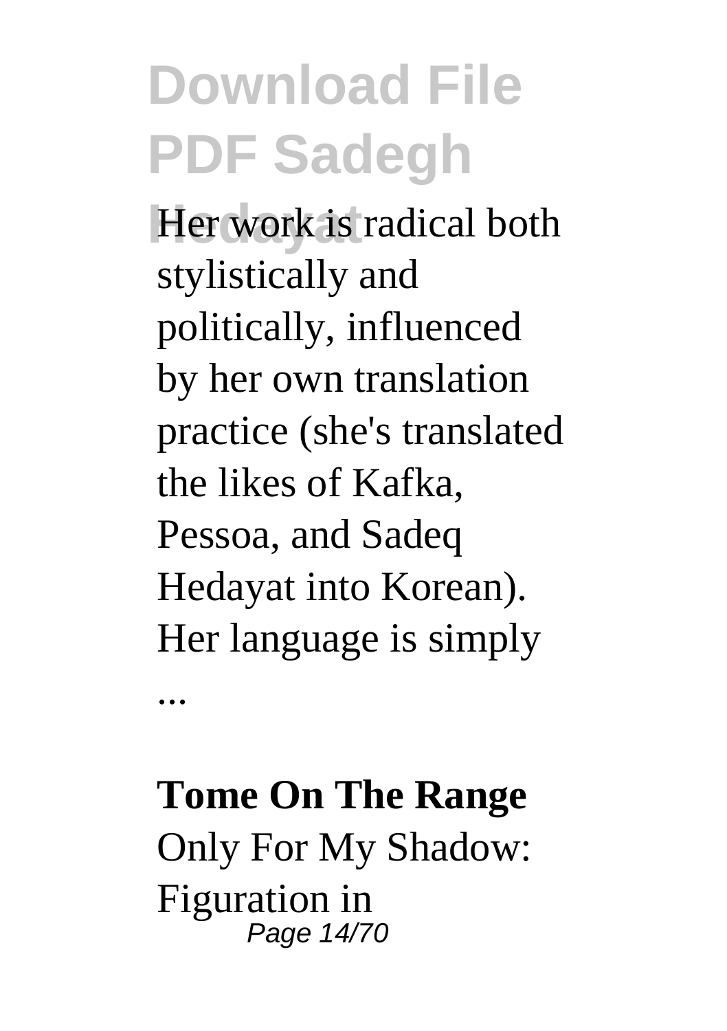Her work is radical both stylistically and politically, influenced by her own translation practice (she's translated the likes of Kafka, Pessoa, and Sadeq Hedayat into Korean). Her language is simply ...

**Tome On The Range**

Only For My Shadow: Figuration in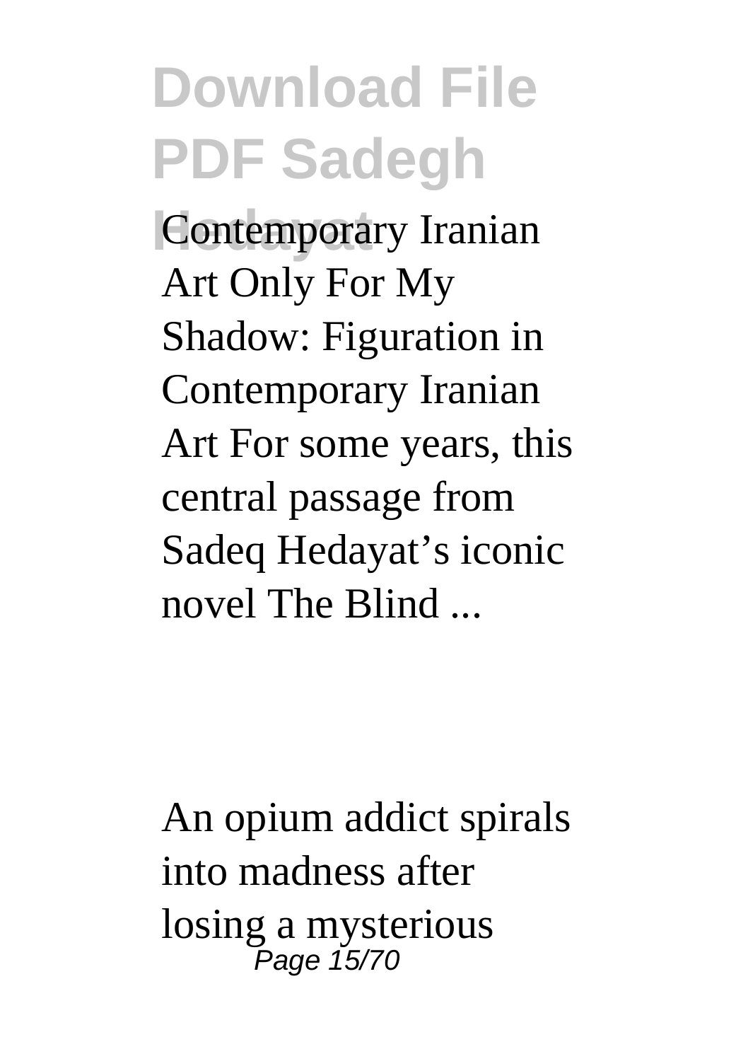Contemporary Iranian Art Only For My Shadow: Figuration in Contemporary Iranian Art For some years, this central passage from Sadeq Hedayat's iconic novel The Blind ...

An opium addict spirals into madness after losing a mysterious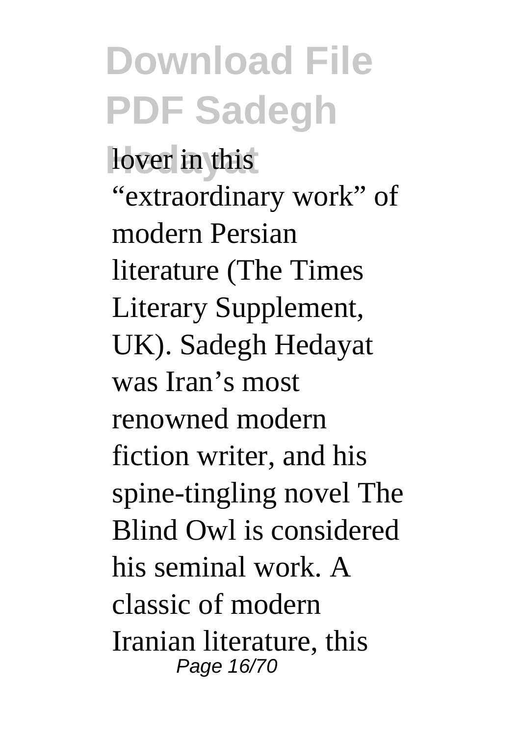lover in this "extraordinary work" of modern Persian literature (The Times Literary Supplement, UK). Sadegh Hedayat was Iran's most renowned modern fiction writer, and his spine-tingling novel The Blind Owl is considered his seminal work. A classic of modern Iranian literature, this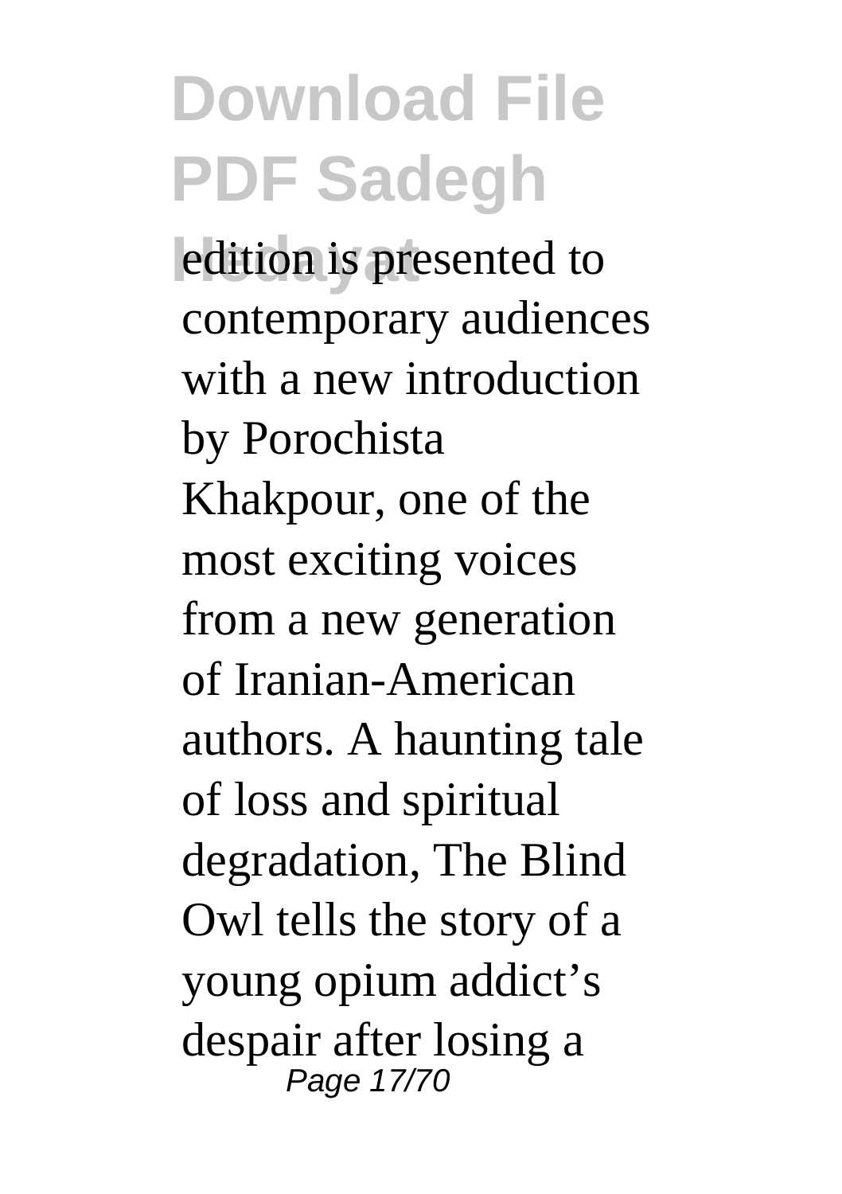edition is presented to contemporary audiences with a new introduction by Porochista Khakpour, one of the most exciting voices from a new generation of Iranian-American authors. A haunting tale of loss and spiritual degradation, The Blind Owl tells the story of a young opium addict's despair after losing a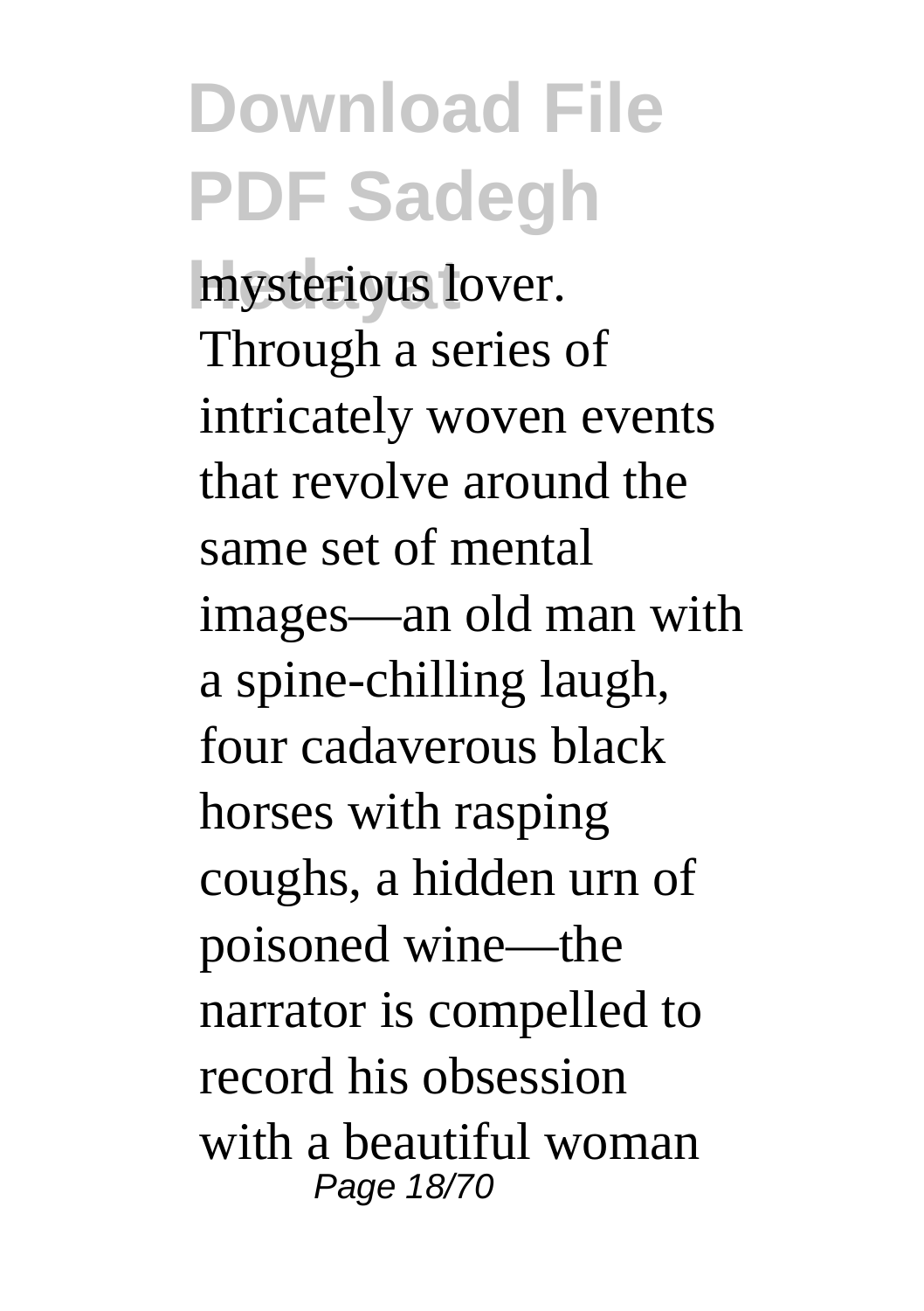mysterious lover. Through a series of intricately woven events that revolve around the same set of mental images—an old man with a spine-chilling laugh, four cadaverous black horses with rasping coughs, a hidden urn of poisoned wine—the narrator is compelled to record his obsession with a beautiful woman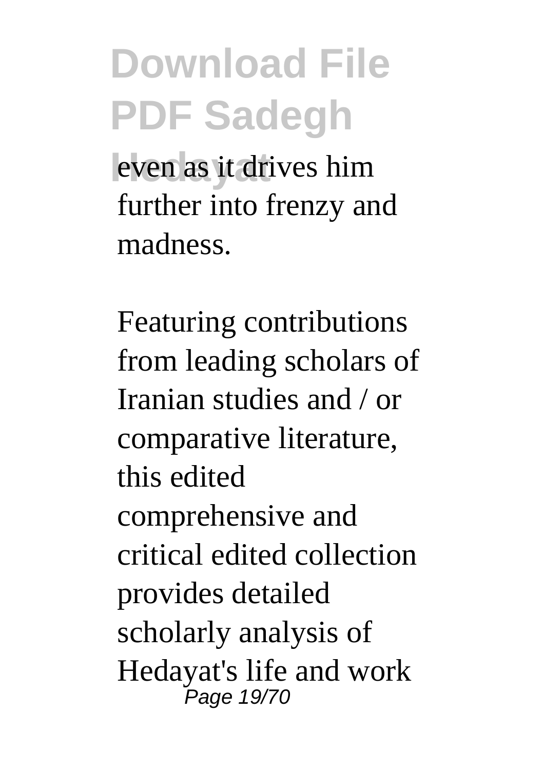even as it drives him further into frenzy and madness.

Featuring contributions from leading scholars of Iranian studies and / or comparative literature, this edited comprehensive and critical edited collection provides detailed scholarly analysis of Hedayat's life and work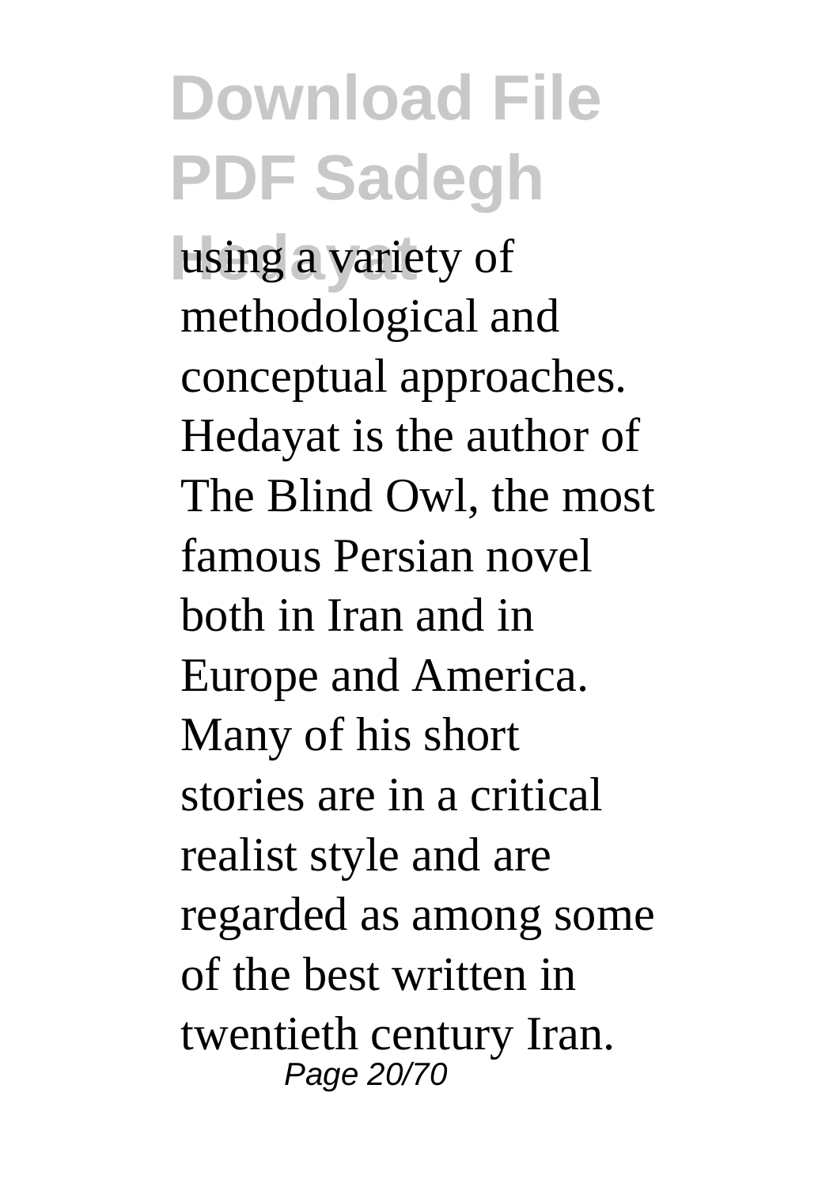using a variety of methodological and conceptual approaches. Hedayat is the author of The Blind Owl, the most famous Persian novel both in Iran and in Europe and America. Many of his short stories are in a critical realist style and are regarded as among some of the best written in twentieth century Iran.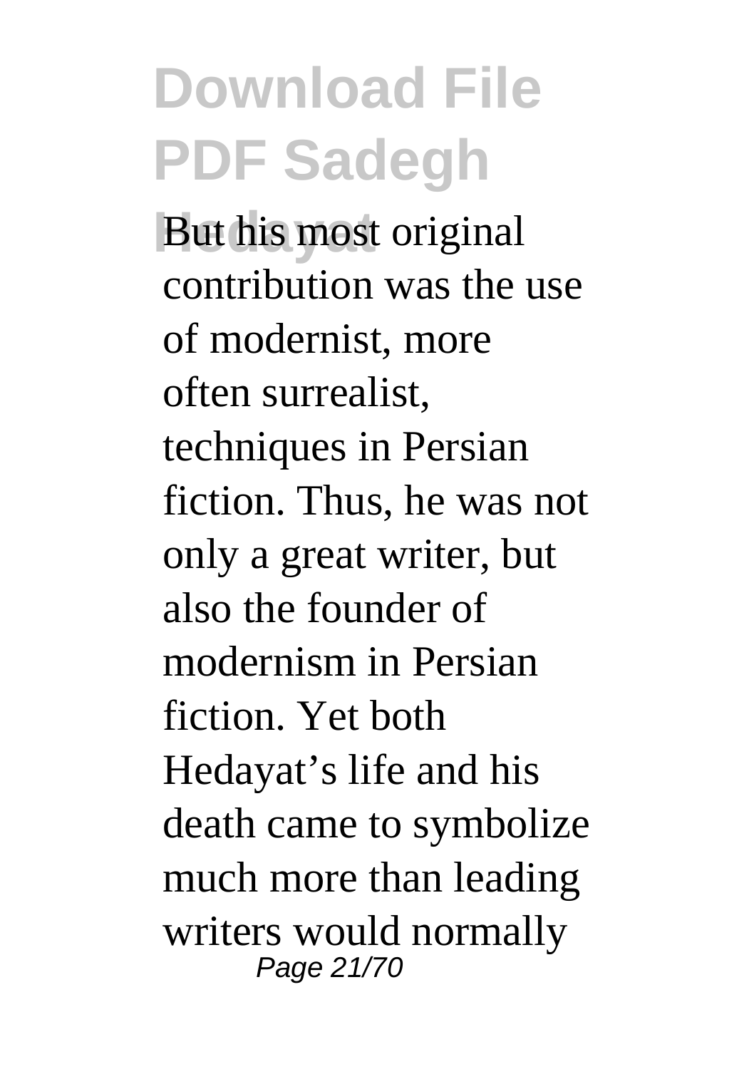But his most original contribution was the use of modernist, more often surrealist, techniques in Persian fiction. Thus, he was not only a great writer, but also the founder of modernism in Persian fiction. Yet both Hedayat's life and his death came to symbolize much more than leading writers would normally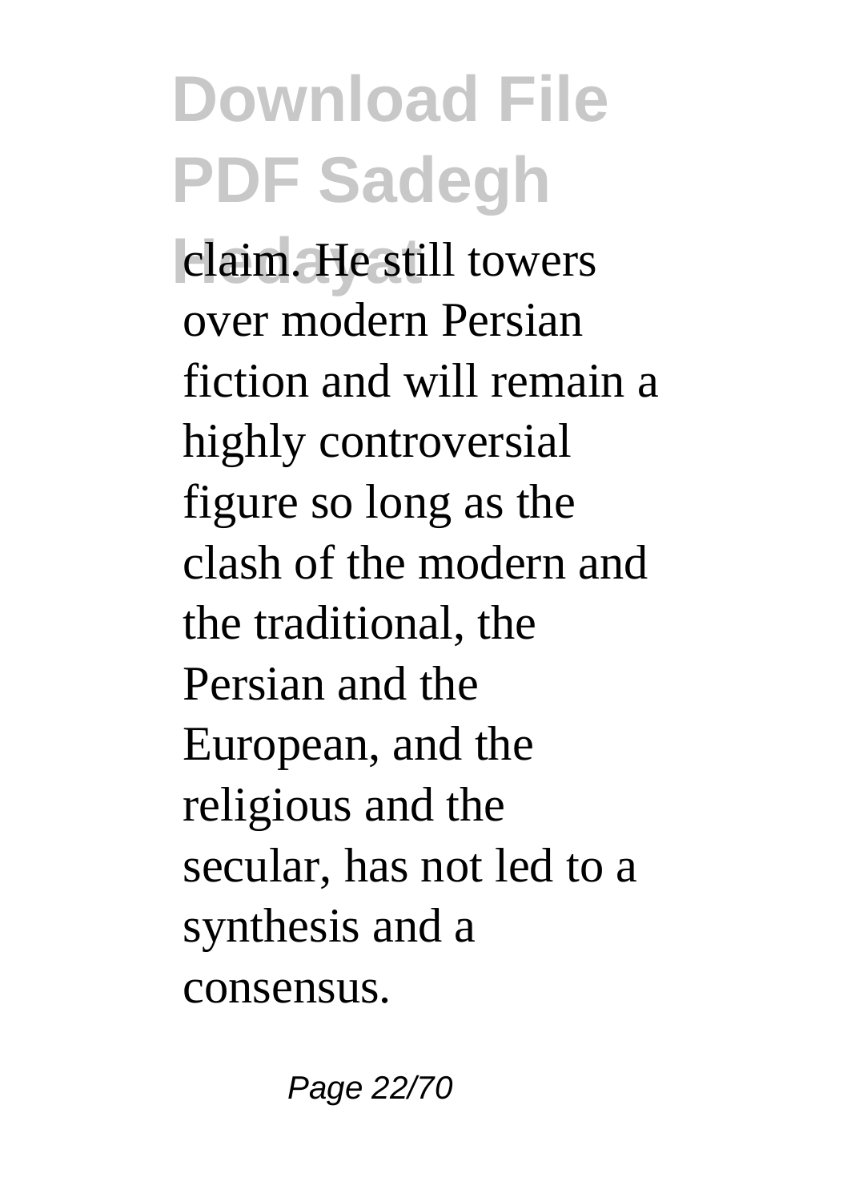claim. He still towers over modern Persian fiction and will remain a highly controversial figure so long as the clash of the modern and the traditional, the Persian and the European, and the religious and the secular, has not led to a synthesis and a consensus.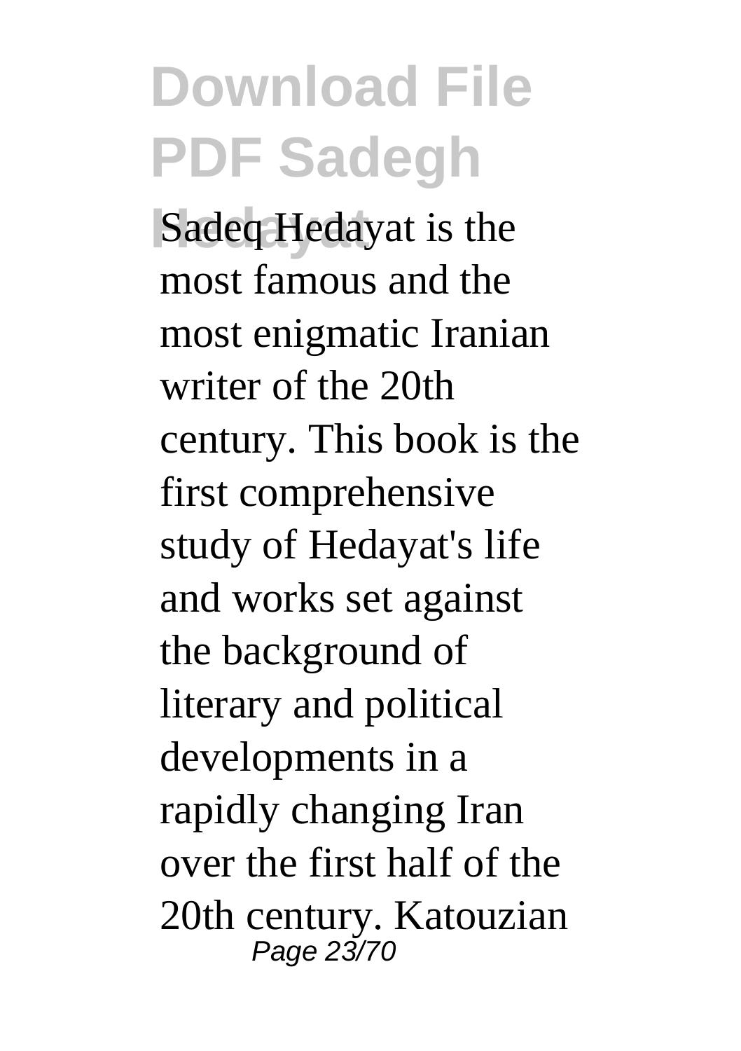Sadeq Hedayat is the most famous and the most enigmatic Iranian writer of the 20th century. This book is the first comprehensive study of Hedayat's life and works set against the background of literary and political developments in a rapidly changing Iran over the first half of the 20th century. Katouzian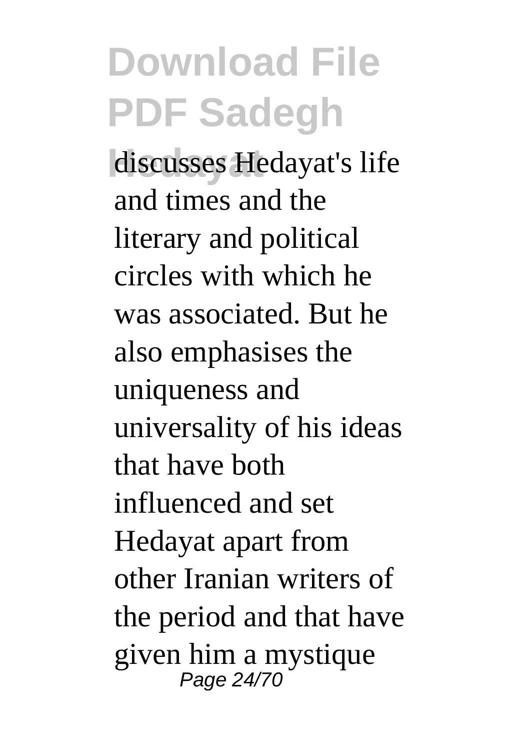discusses Hedayat's life and times and the literary and political circles with which he was associated. But he also emphasises the uniqueness and universality of his ideas that have both influenced and set Hedayat apart from other Iranian writers of the period and that have given him a mystique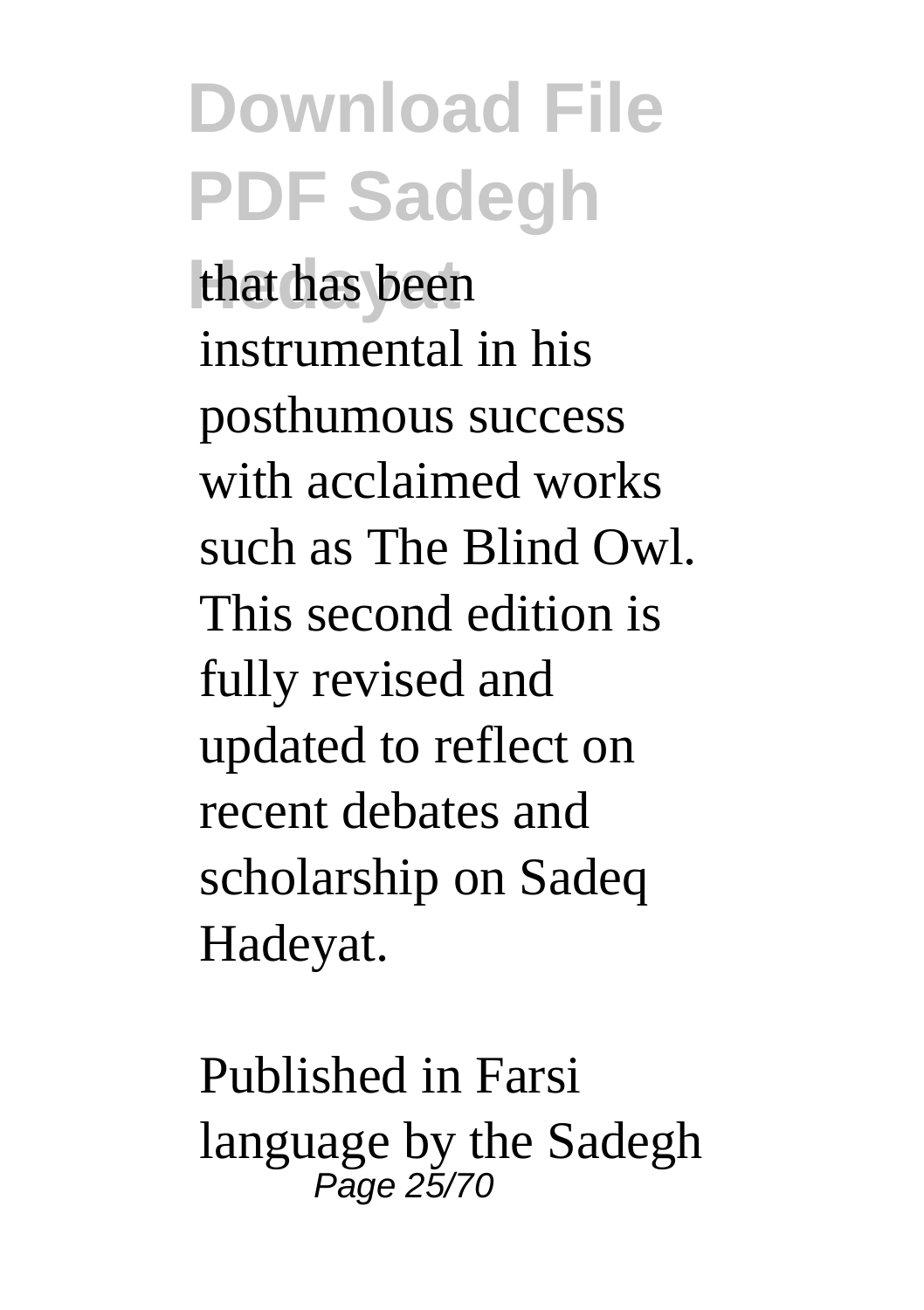that has been instrumental in his posthumous success with acclaimed works such as The Blind Owl. This second edition is fully revised and updated to reflect on recent debates and scholarship on Sadeq Hadeyat.

Published in Farsi language by the Sadegh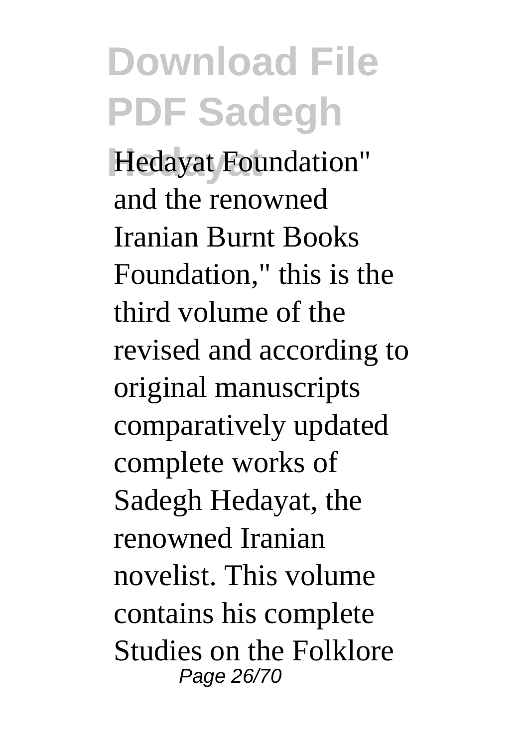Hedayat Foundation" and the renowned Iranian Burnt Books Foundation," this is the third volume of the revised and according to original manuscripts comparatively updated complete works of Sadegh Hedayat, the renowned Iranian novelist. This volume contains his complete Studies on the Folklore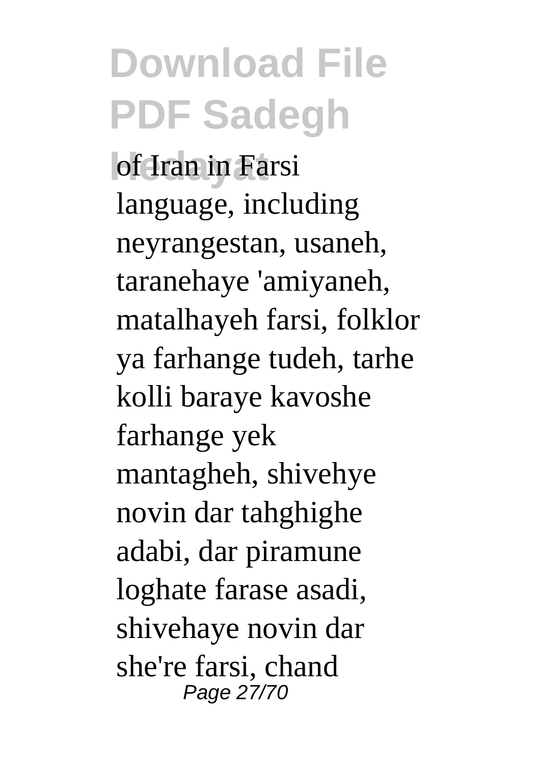of Iran in Farsi language, including neyrangestan, usaneh, taranehaye 'amiyaneh, matalhayeh farsi, folklor ya farhange tudeh, tarhe kolli baraye kavoshe farhange yek mantagheh, shivehye novin dar tahghighe adabi, dar piramune loghate farase asadi, shivehaye novin dar she're farsi, chand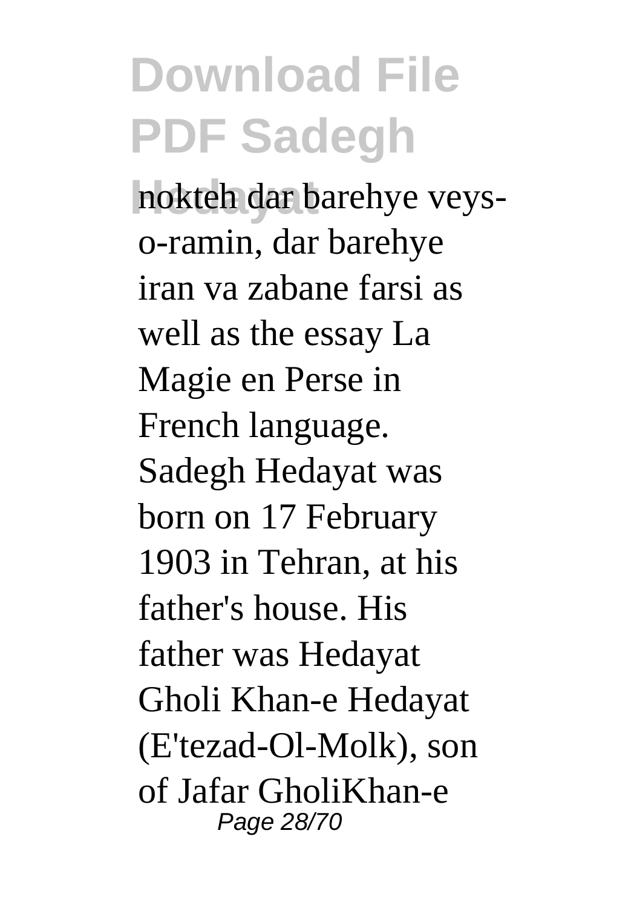nokteh dar barehye veys-o-ramin, dar barehye iran va zabane farsi as well as the essay La Magie en Perse in French language. Sadegh Hedayat was born on 17 February 1903 in Tehran, at his father's house. His father was Hedayat Gholi Khan-e Hedayat (E'tezad-Ol-Molk), son of Jafar GholiKhan-e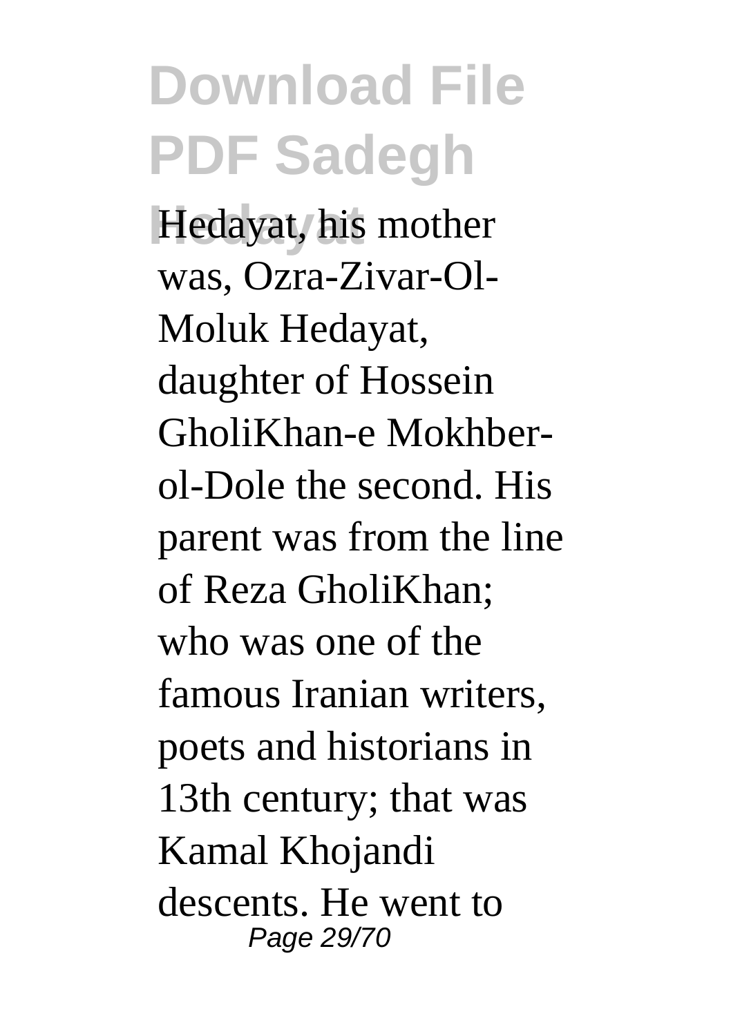Hedayat, his mother was, Ozra-Zivar-Ol-Moluk Hedayat, daughter of Hossein GholiKhan-e Mokhber-ol-Dole the second. His parent was from the line of Reza GholiKhan; who was one of the famous Iranian writers, poets and historians in 13th century; that was Kamal Khojandi descents. He went to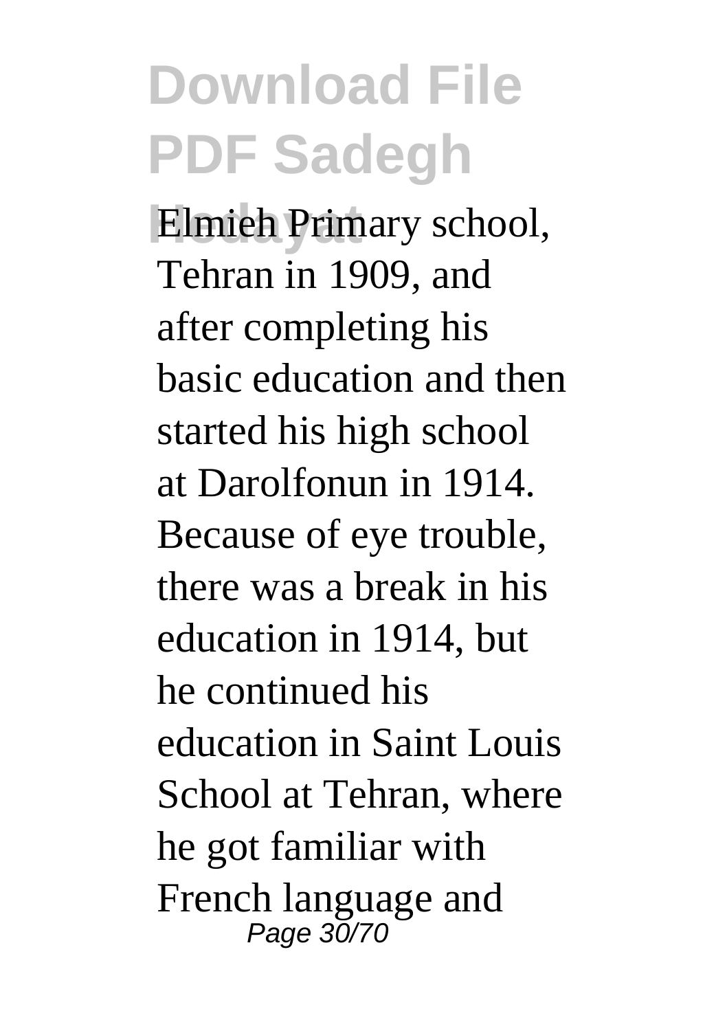Elmieh Primary school, Tehran in 1909, and after completing his basic education and then started his high school at Darolfonun in 1914. Because of eye trouble, there was a break in his education in 1914, but he continued his education in Saint Louis School at Tehran, where he got familiar with French language and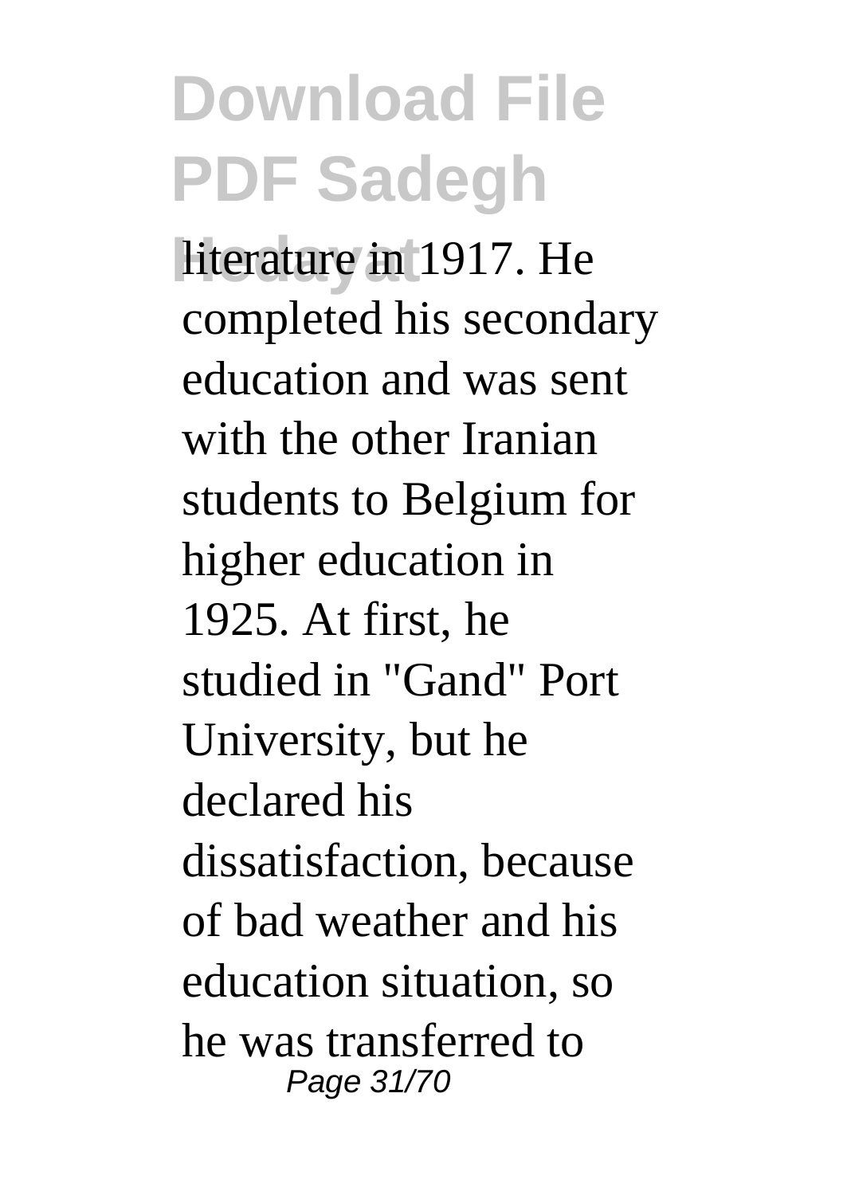literature in 1917. He completed his secondary education and was sent with the other Iranian students to Belgium for higher education in 1925. At first, he studied in "Gand" Port University, but he declared his dissatisfaction, because of bad weather and his education situation, so he was transferred to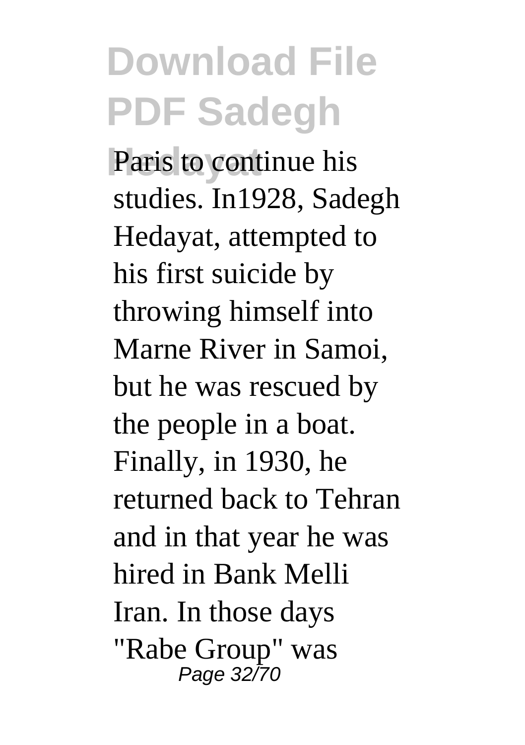Paris to continue his studies. In1928, Sadegh Hedayat, attempted to his first suicide by throwing himself into Marne River in Samoi, but he was rescued by the people in a boat. Finally, in 1930, he returned back to Tehran and in that year he was hired in Bank Melli Iran. In those days "Rabe Group" was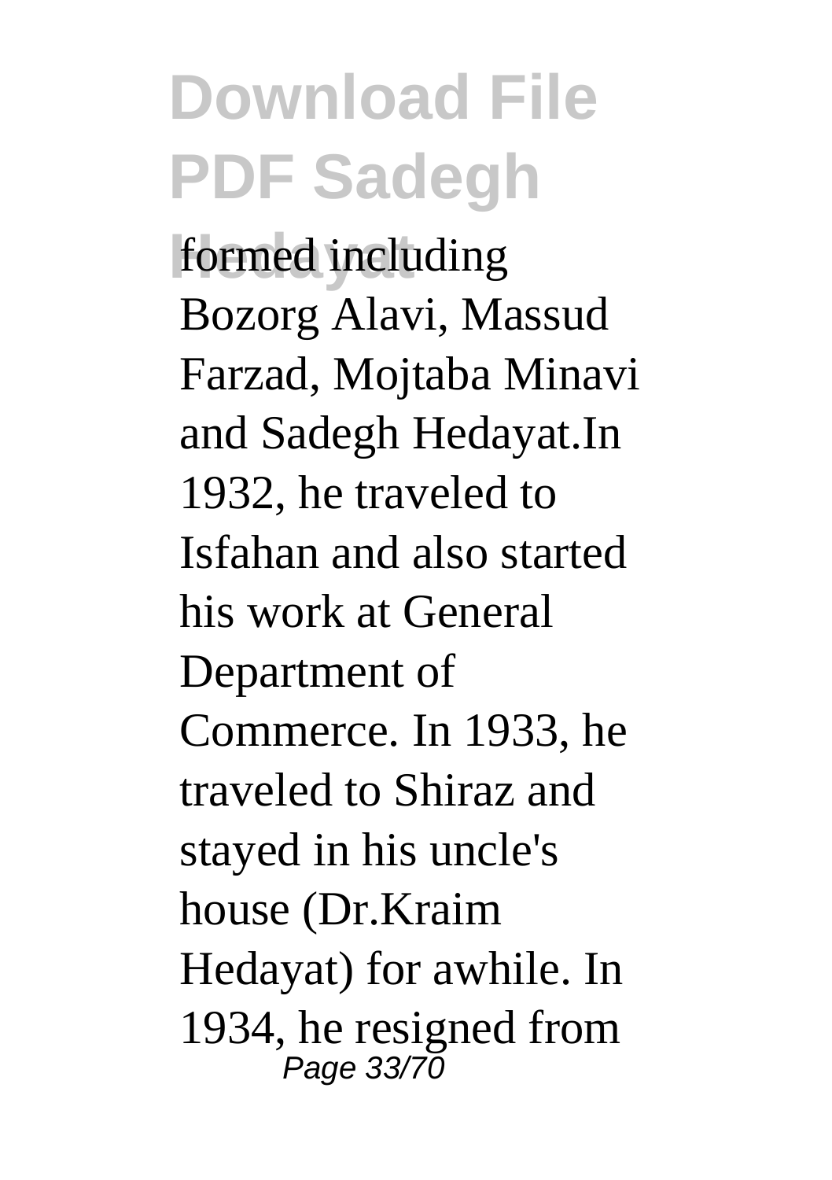formed including Bozorg Alavi, Massud Farzad, Mojtaba Minavi and Sadegh Hedayat.In 1932, he traveled to Isfahan and also started his work at General Department of Commerce. In 1933, he traveled to Shiraz and stayed in his uncle's house (Dr.Kraim Hedayat) for awhile. In 1934, he resigned from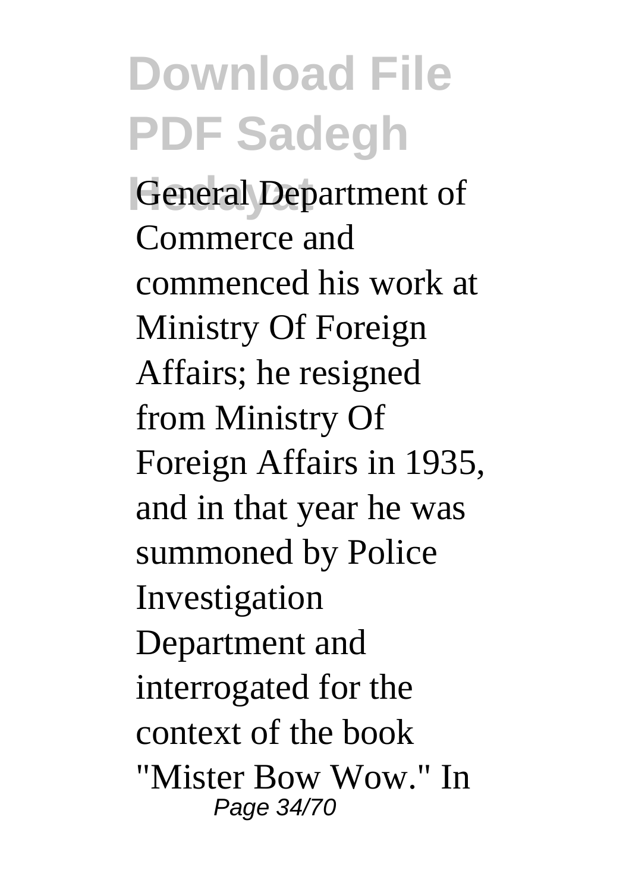General Department of Commerce and commenced his work at Ministry Of Foreign Affairs; he resigned from Ministry Of Foreign Affairs in 1935, and in that year he was summoned by Police Investigation Department and interrogated for the context of the book "Mister Bow Wow." In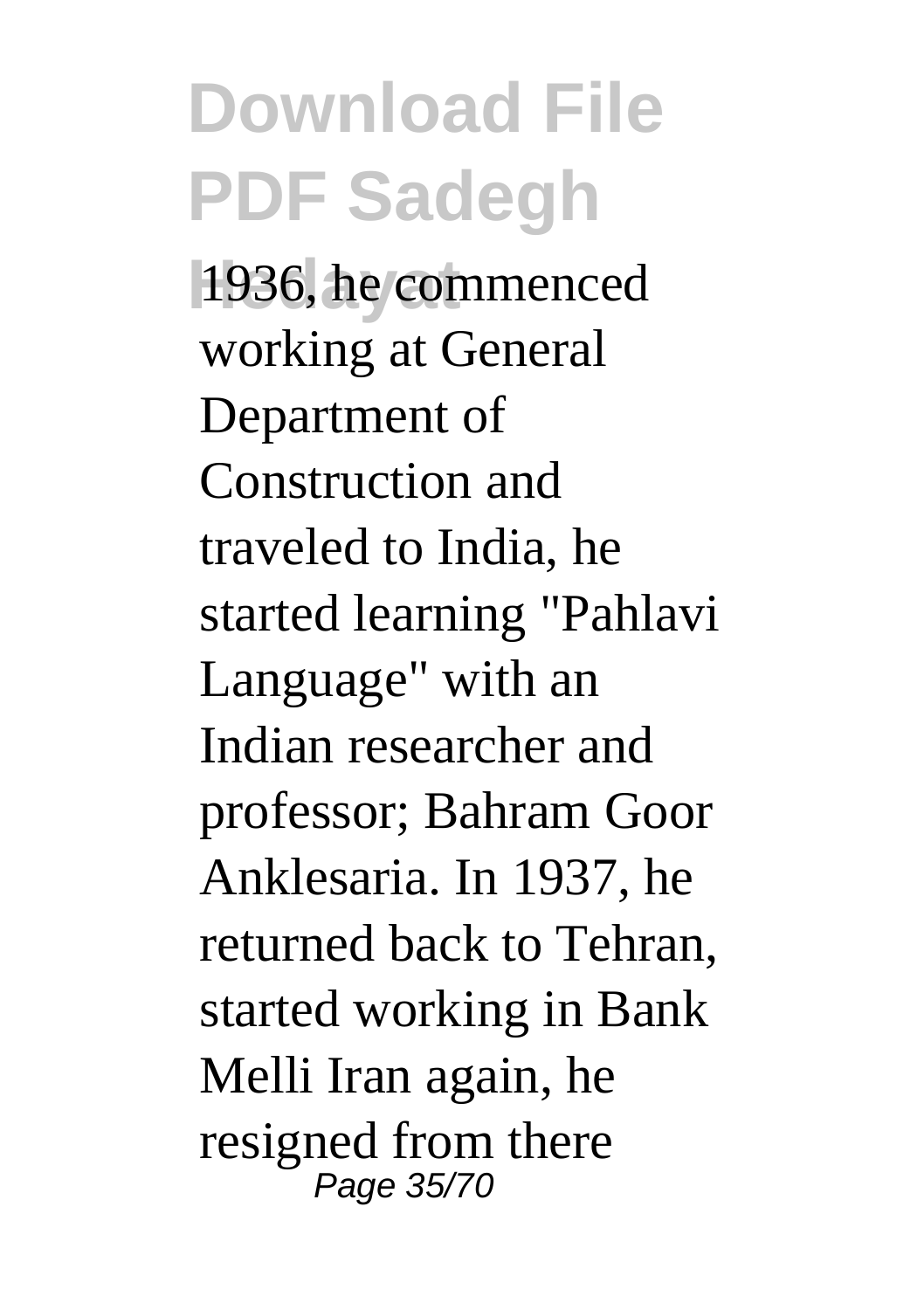1936, he commenced working at General Department of Construction and traveled to India, he started learning "Pahlavi Language" with an Indian researcher and professor; Bahram Goor Anklesaria. In 1937, he returned back to Tehran, started working in Bank Melli Iran again, he resigned from there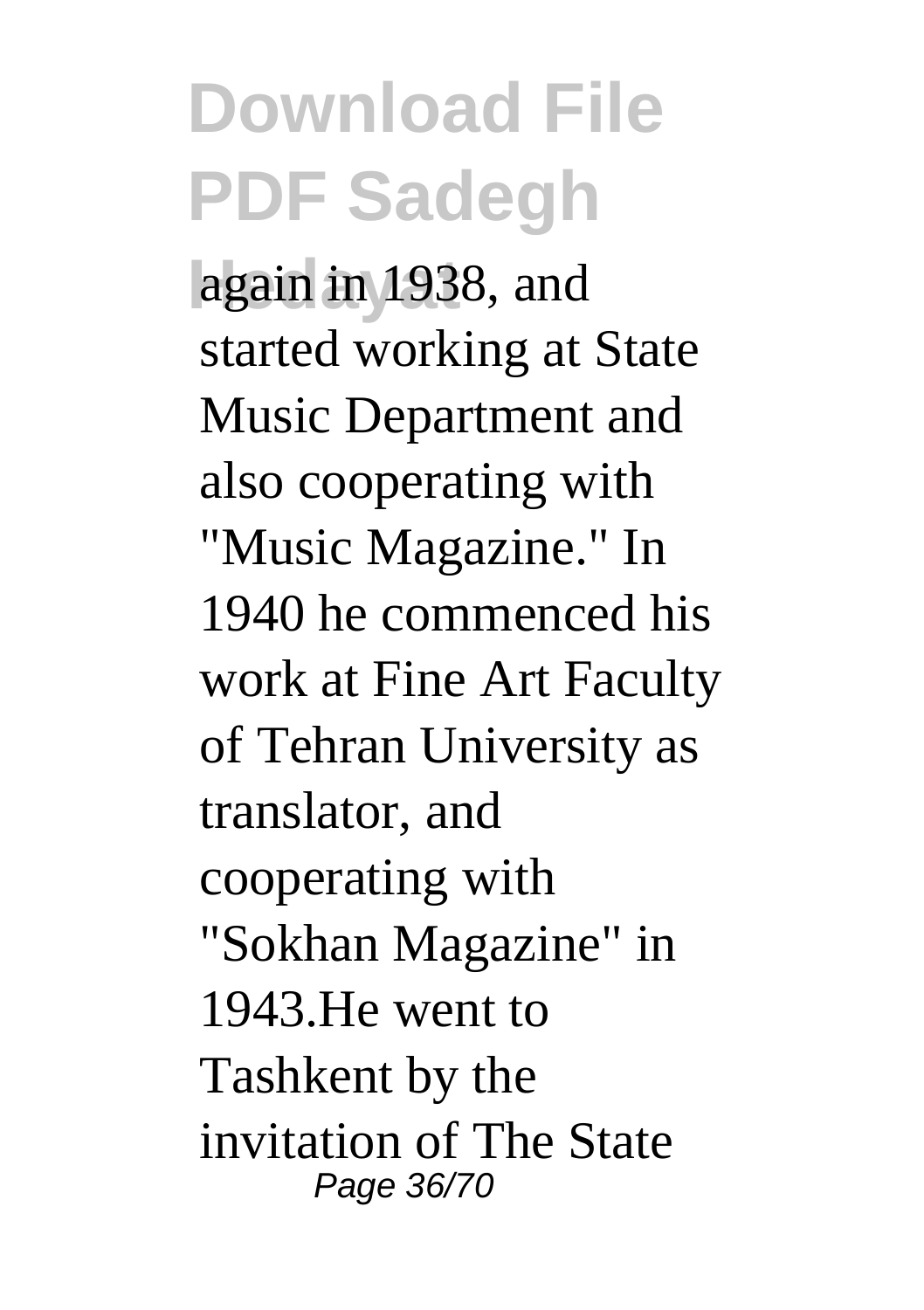again in 1938, and started working at State Music Department and also cooperating with "Music Magazine." In 1940 he commenced his work at Fine Art Faculty of Tehran University as translator, and cooperating with "Sokhan Magazine" in 1943.He went to Tashkent by the invitation of The State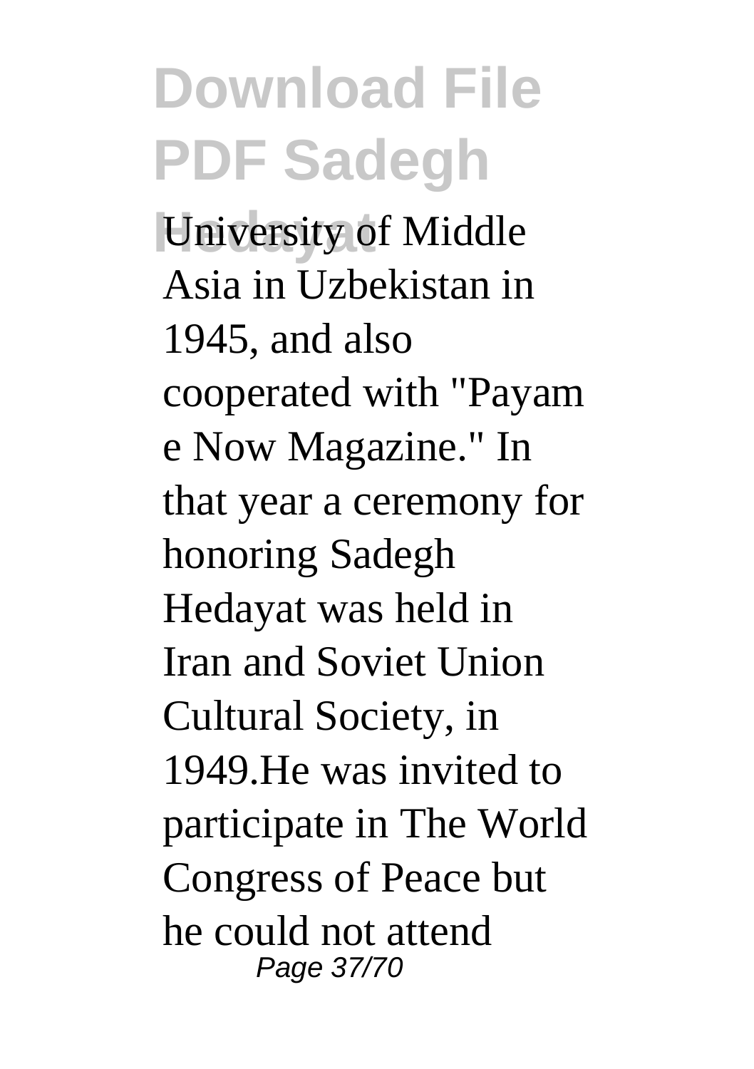University of Middle Asia in Uzbekistan in 1945, and also cooperated with "Payam e Now Magazine." In that year a ceremony for honoring Sadegh Hedayat was held in Iran and Soviet Union Cultural Society, in 1949.He was invited to participate in The World Congress of Peace but he could not attend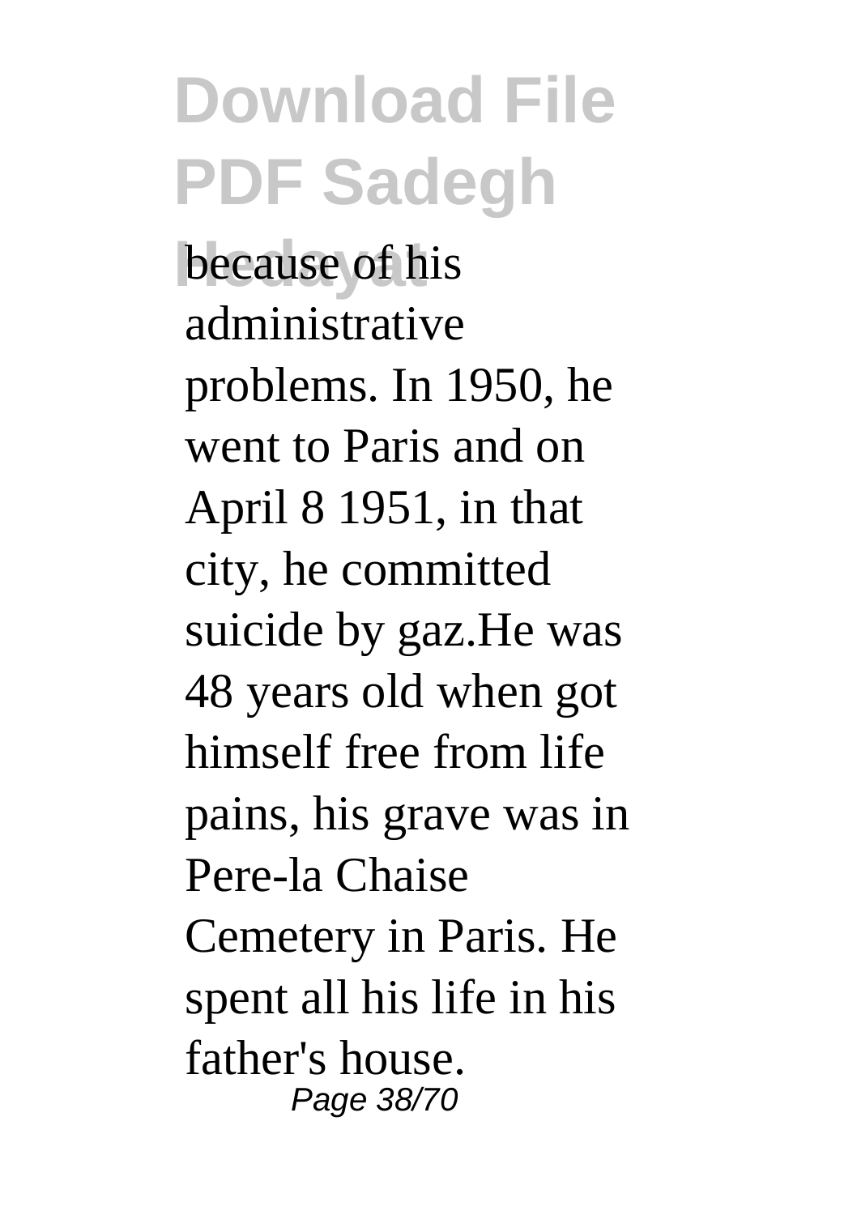because of his administrative problems. In 1950, he went to Paris and on April 8 1951, in that city, he committed suicide by gaz.He was 48 years old when got himself free from life pains, his grave was in Pere-la Chaise Cemetery in Paris. He spent all his life in his father's house.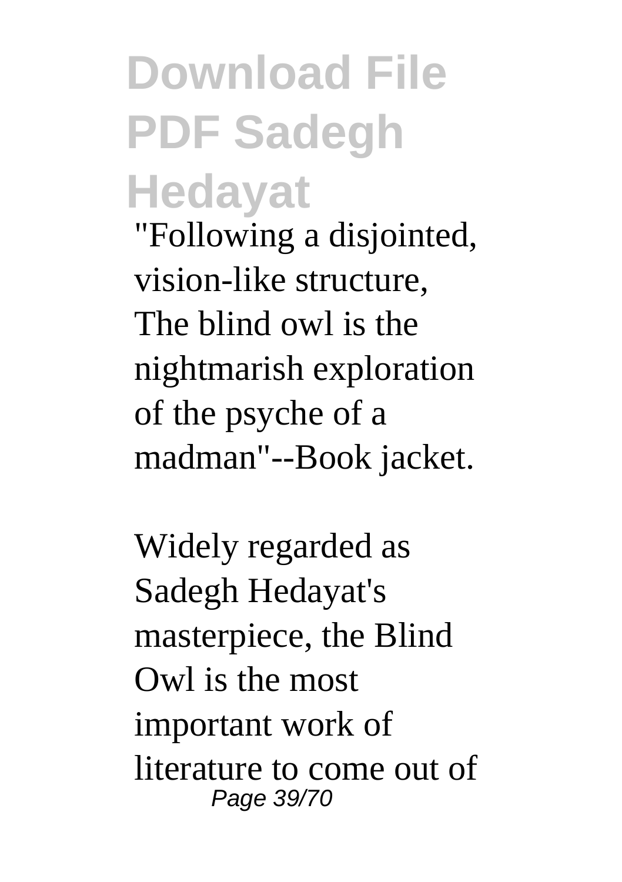"Following a disjointed, vision-like structure, The blind owl is the nightmarish exploration of the psyche of a madman"--Book jacket.

Widely regarded as Sadegh Hedayat's masterpiece, the Blind Owl is the most important work of literature to come out of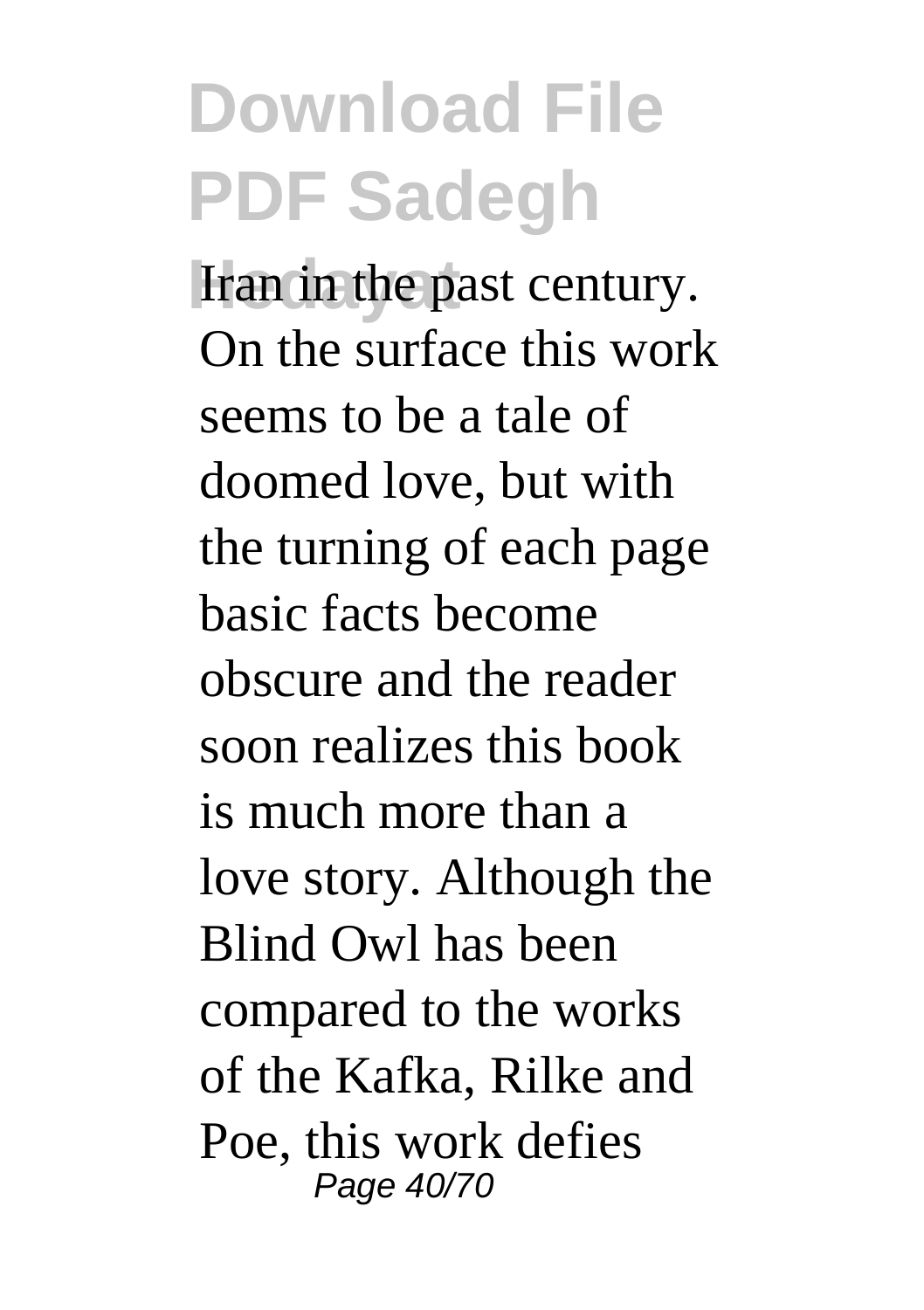Iran in the past century. On the surface this work seems to be a tale of doomed love, but with the turning of each page basic facts become obscure and the reader soon realizes this book is much more than a love story. Although the Blind Owl has been compared to the works of the Kafka, Rilke and Poe, this work defies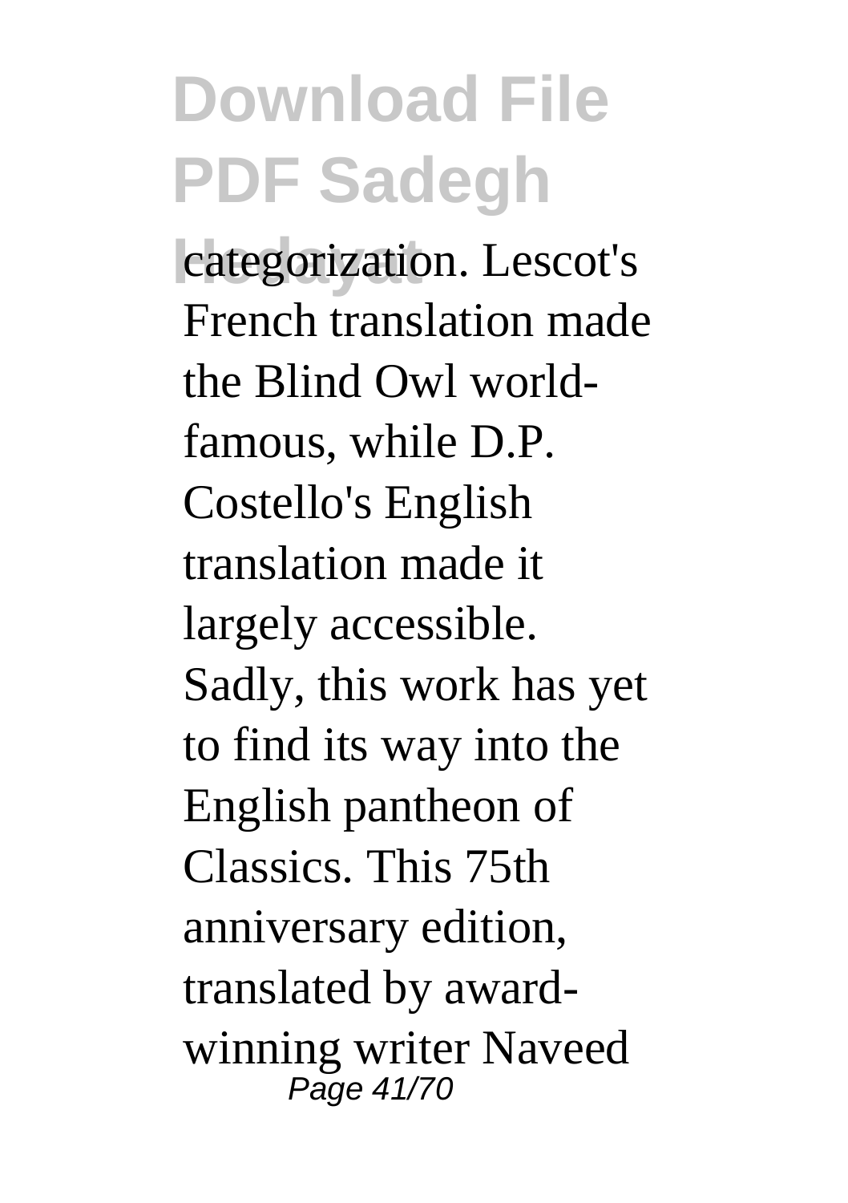categorization. Lescot's French translation made the Blind Owl world-famous, while D.P. Costello's English translation made it largely accessible. Sadly, this work has yet to find its way into the English pantheon of Classics. This 75th anniversary edition, translated by award-winning writer Naveed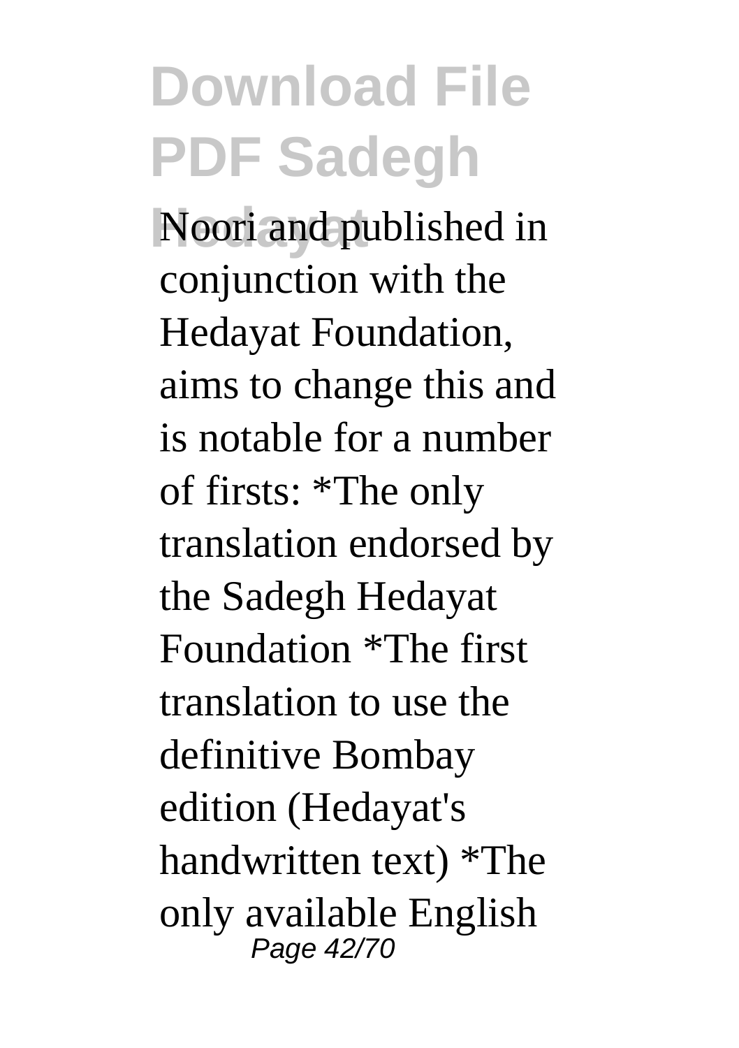Noori and published in conjunction with the Hedayat Foundation, aims to change this and is notable for a number of firsts: *The only translation endorsed by the Sadegh Hedayat Foundation *The first translation to use the definitive Bombay edition (Hedayat's handwritten text) *The only available English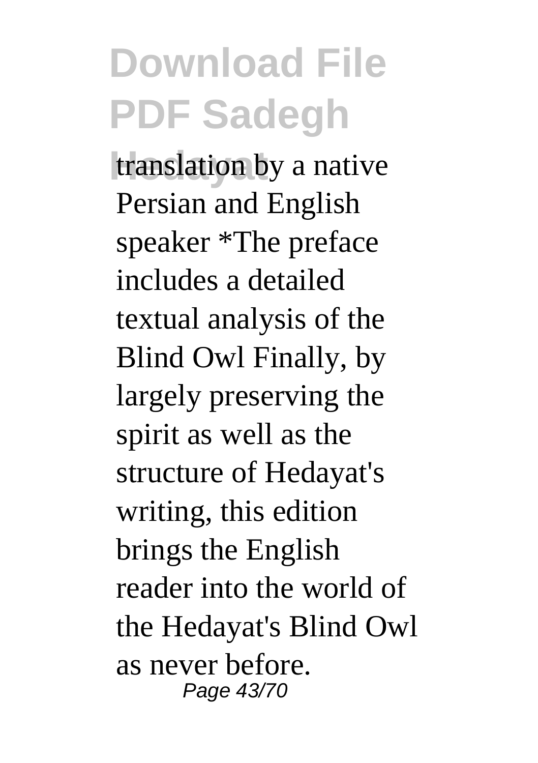translation by a native Persian and English speaker *The preface includes a detailed textual analysis of the Blind Owl Finally, by largely preserving the spirit as well as the structure of Hedayat's writing, this edition brings the English reader into the world of the Hedayat's Blind Owl as never before.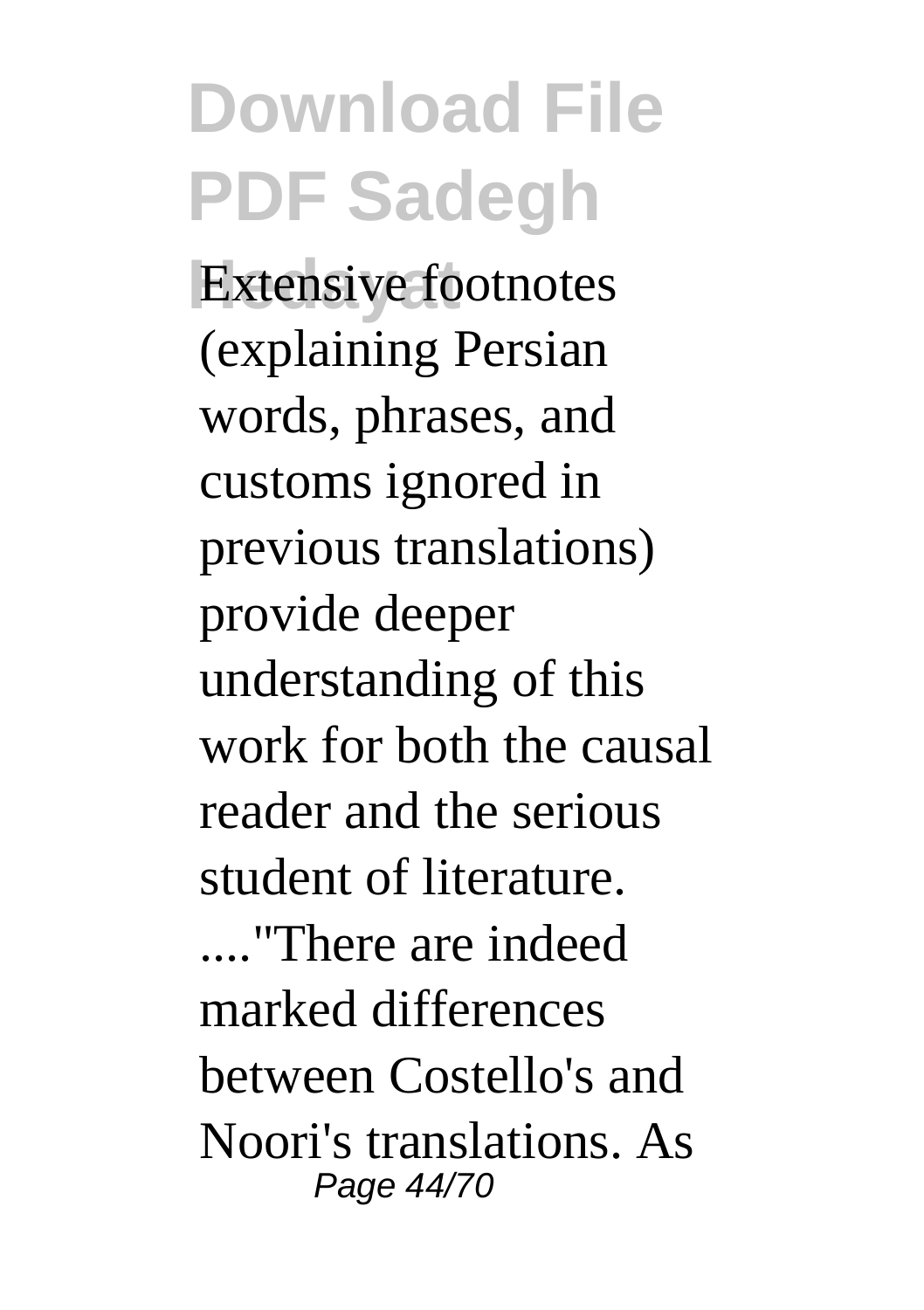Extensive footnotes (explaining Persian words, phrases, and customs ignored in previous translations) provide deeper understanding of this work for both the causal reader and the serious student of literature. ...."There are indeed marked differences between Costello's and Noori's translations. As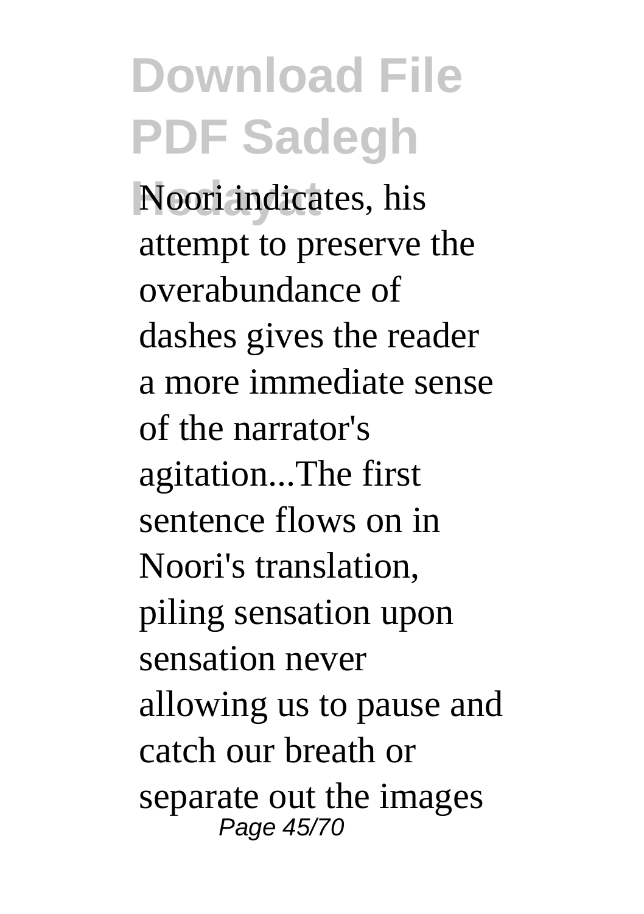Noori indicates, his attempt to preserve the overabundance of dashes gives the reader a more immediate sense of the narrator's agitation...The first sentence flows on in Noori's translation, piling sensation upon sensation never allowing us to pause and catch our breath or separate out the images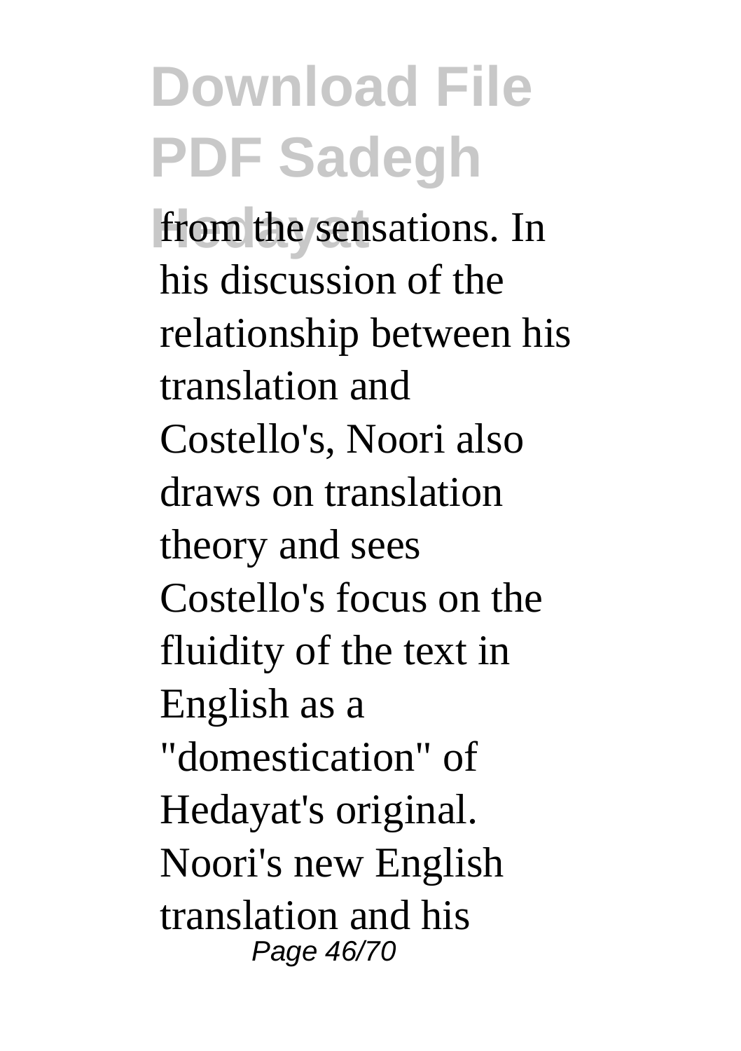from the sensations. In his discussion of the relationship between his translation and Costello's, Noori also draws on translation theory and sees Costello's focus on the fluidity of the text in English as a "domestication" of Hedayat's original. Noori's new English translation and his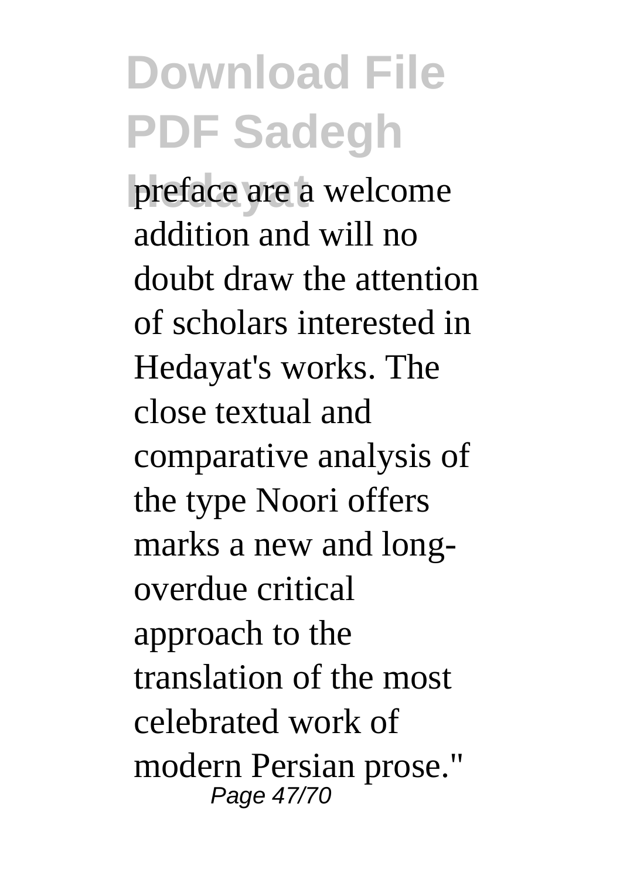preface are a welcome addition and will no doubt draw the attention of scholars interested in Hedayat's works. The close textual and comparative analysis of the type Noori offers marks a new and long-overdue critical approach to the translation of the most celebrated work of modern Persian prose."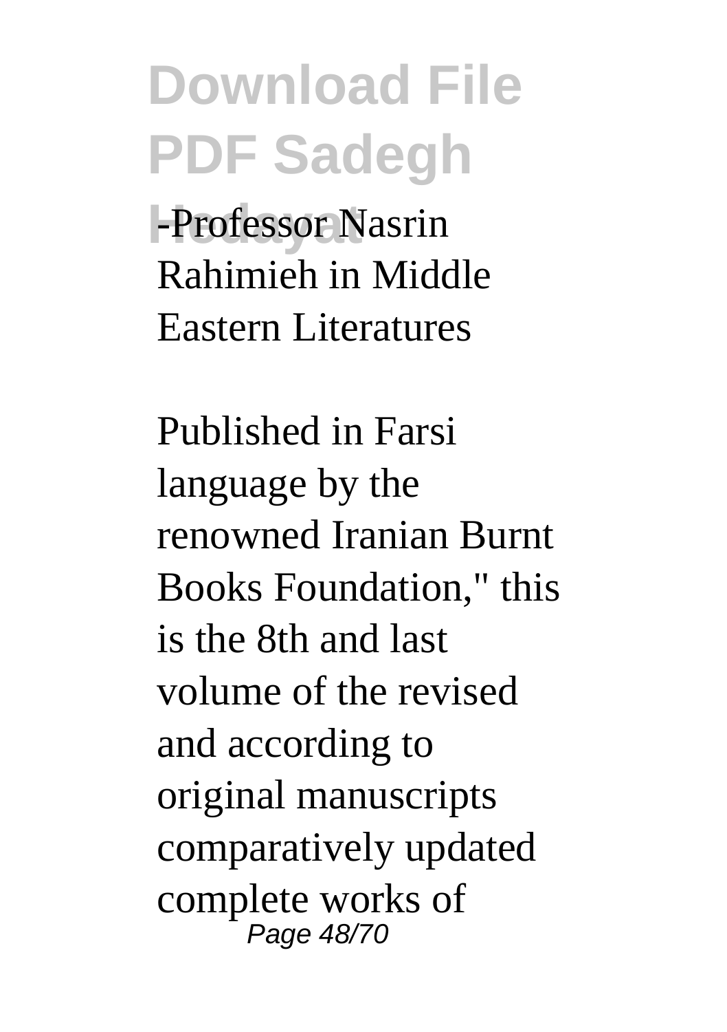-Professor Nasrin Rahimieh in Middle Eastern Literatures

Published in Farsi language by the renowned Iranian Burnt Books Foundation," this is the 8th and last volume of the revised and according to original manuscripts comparatively updated complete works of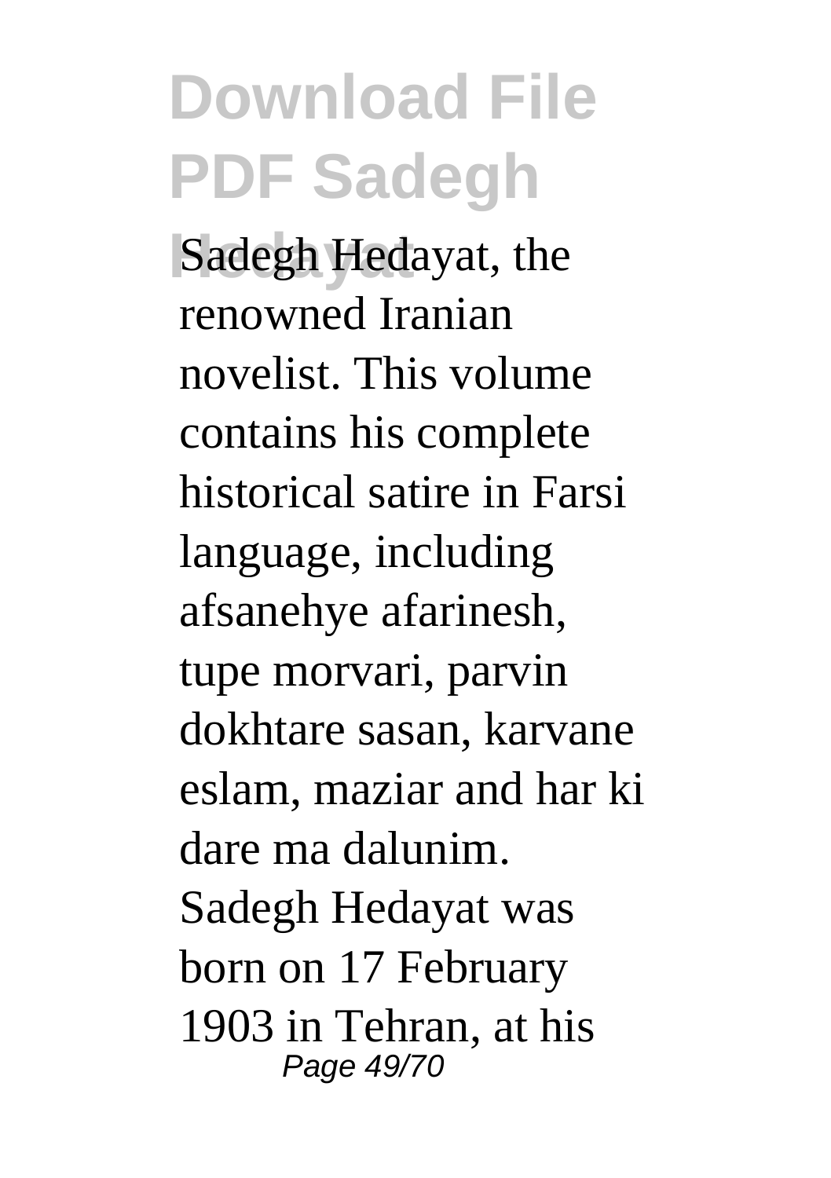Sadegh Hedayat, the renowned Iranian novelist. This volume contains his complete historical satire in Farsi language, including afsanehye afarinesh, tupe morvari, parvin dokhtare sasan, karvane eslam, maziar and har ki dare ma dalunim. Sadegh Hedayat was born on 17 February 1903 in Tehran, at his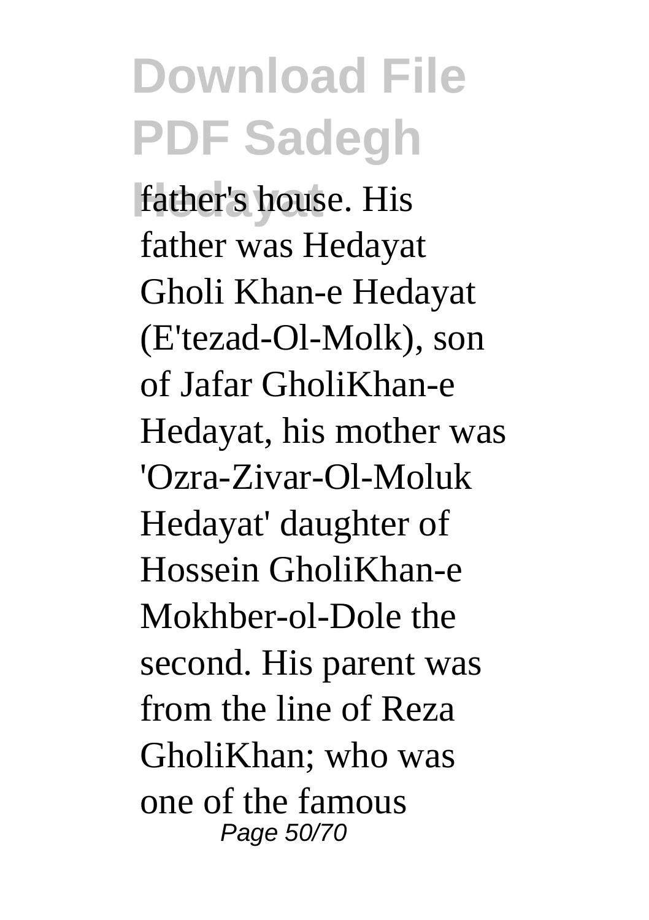father's house. His father was Hedayat Gholi Khan-e Hedayat (E'tezad-Ol-Molk), son of Jafar GholiKhan-e Hedayat, his mother was 'Ozra-Zivar-Ol-Moluk Hedayat' daughter of Hossein GholiKhan-e Mokhber-ol-Dole the second. His parent was from the line of Reza GholiKhan; who was one of the famous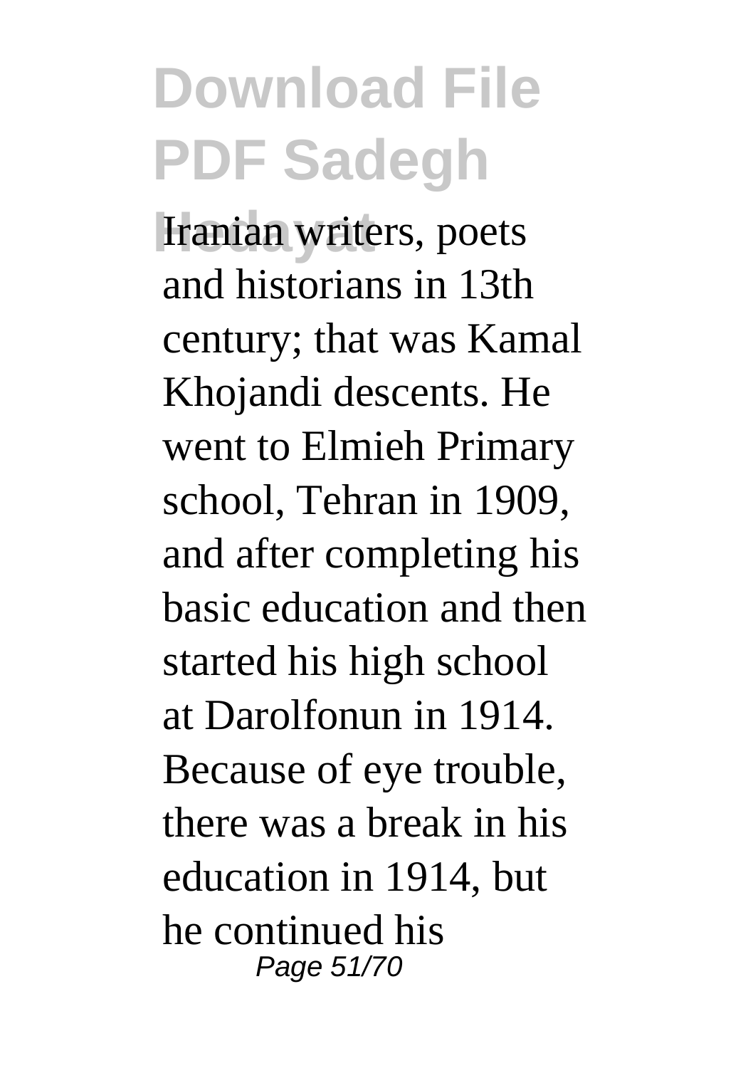Iranian writers, poets and historians in 13th century; that was Kamal Khojandi descents. He went to Elmieh Primary school, Tehran in 1909, and after completing his basic education and then started his high school at Darolfonun in 1914. Because of eye trouble, there was a break in his education in 1914, but he continued his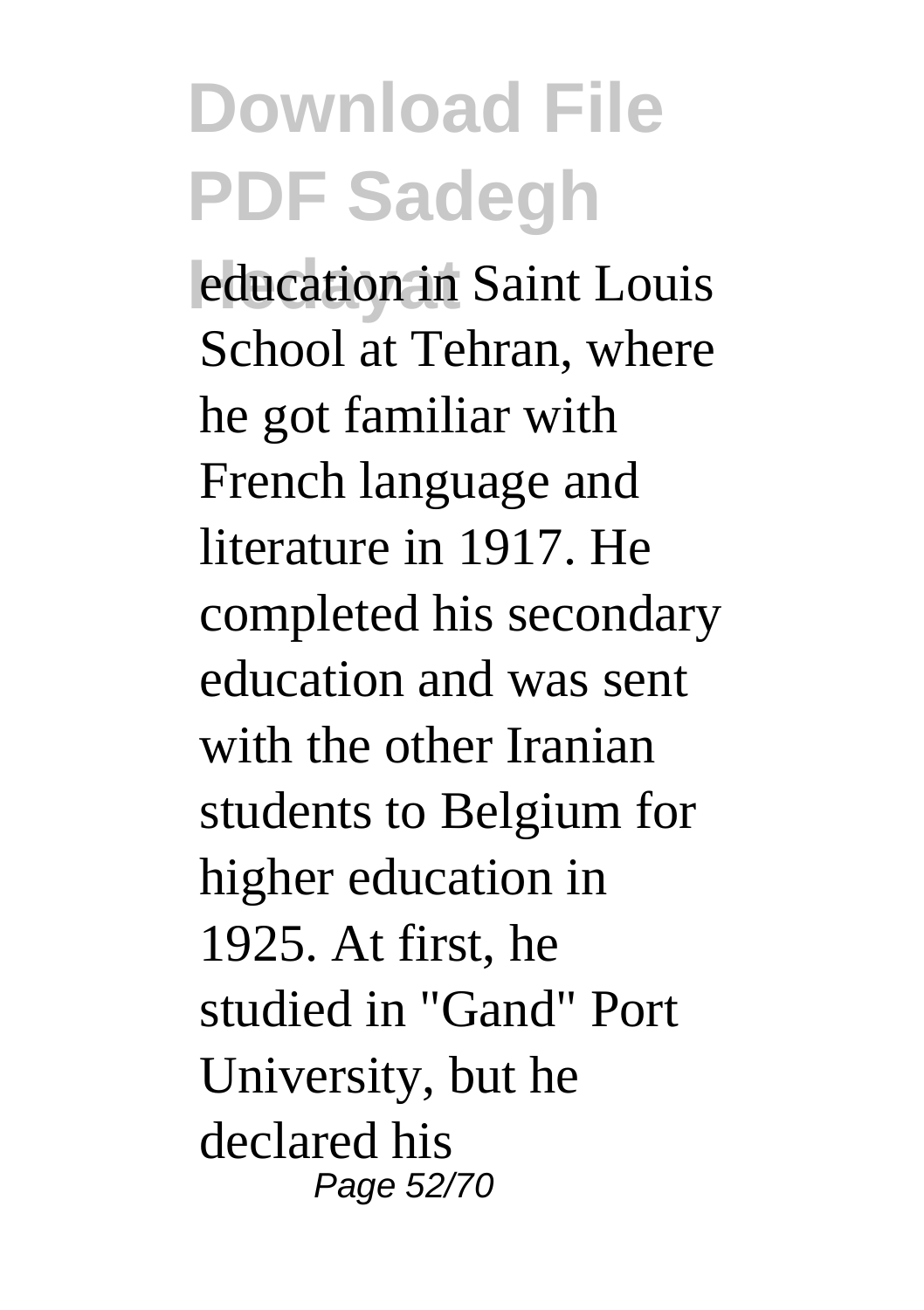education in Saint Louis School at Tehran, where he got familiar with French language and literature in 1917. He completed his secondary education and was sent with the other Iranian students to Belgium for higher education in 1925. At first, he studied in "Gand" Port University, but he declared his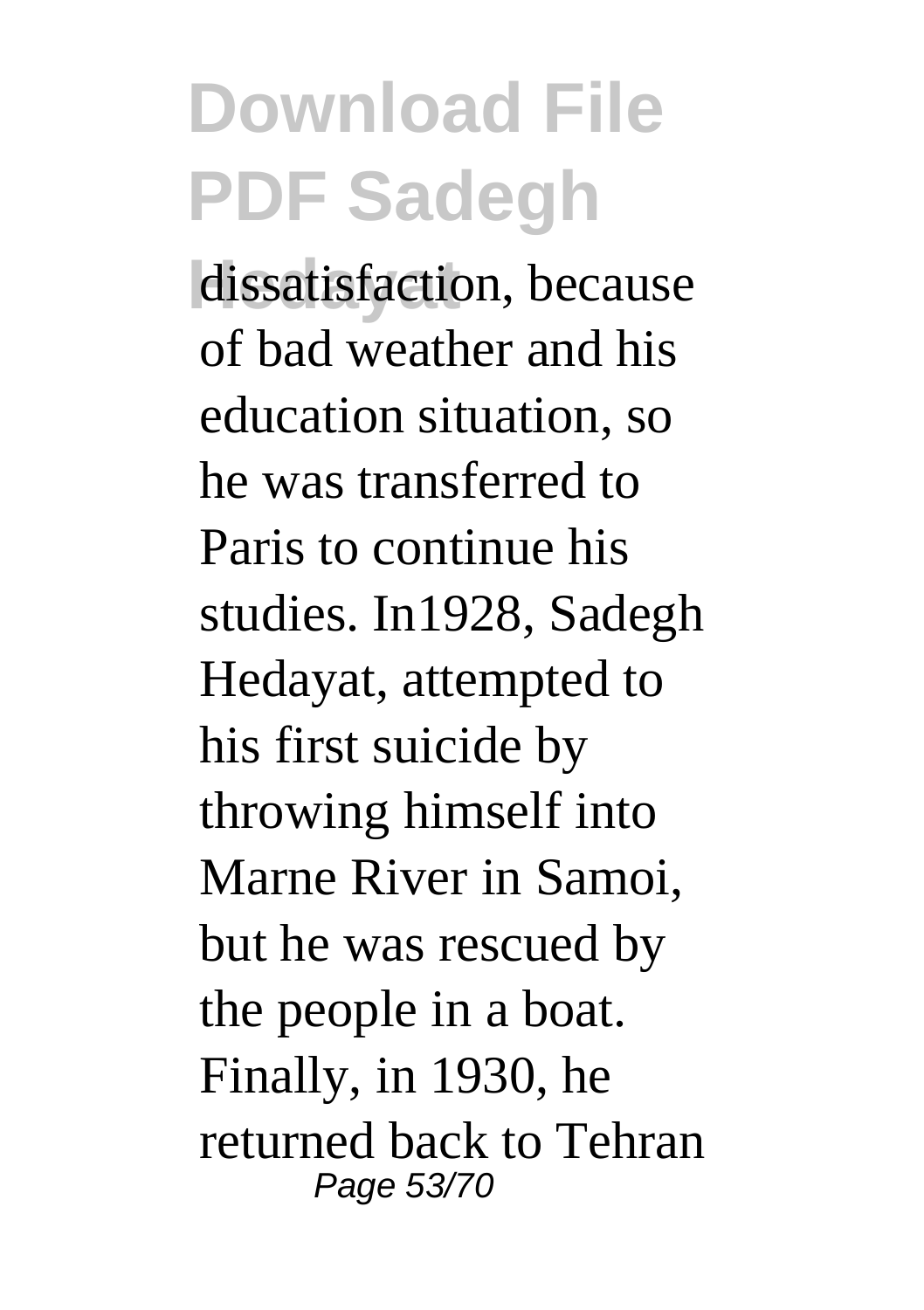dissatisfaction, because of bad weather and his education situation, so he was transferred to Paris to continue his studies. In1928, Sadegh Hedayat, attempted to his first suicide by throwing himself into Marne River in Samoi, but he was rescued by the people in a boat. Finally, in 1930, he returned back to Tehran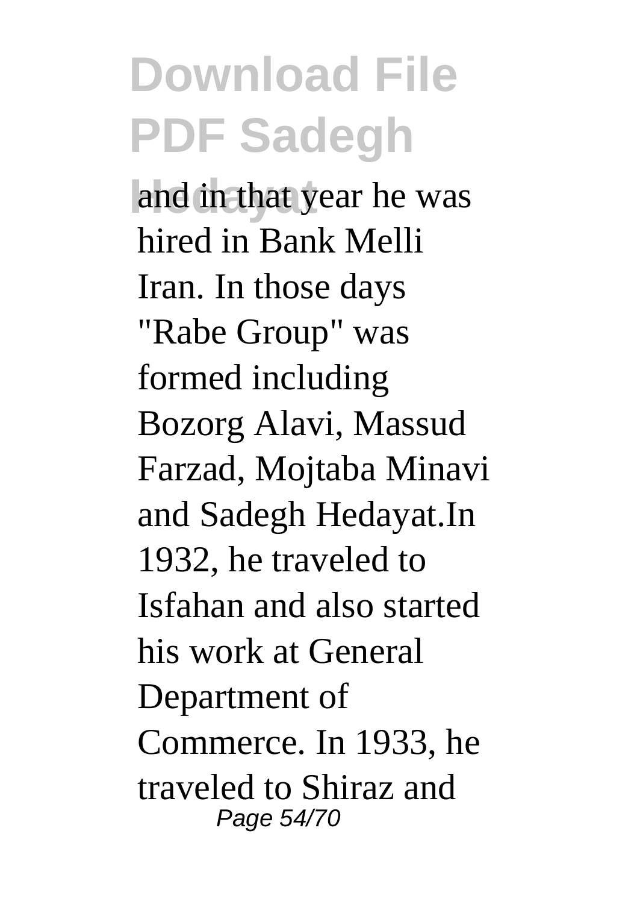and in that year he was hired in Bank Melli Iran. In those days "Rabe Group" was formed including Bozorg Alavi, Massud Farzad, Mojtaba Minavi and Sadegh Hedayat.In 1932, he traveled to Isfahan and also started his work at General Department of Commerce. In 1933, he traveled to Shiraz and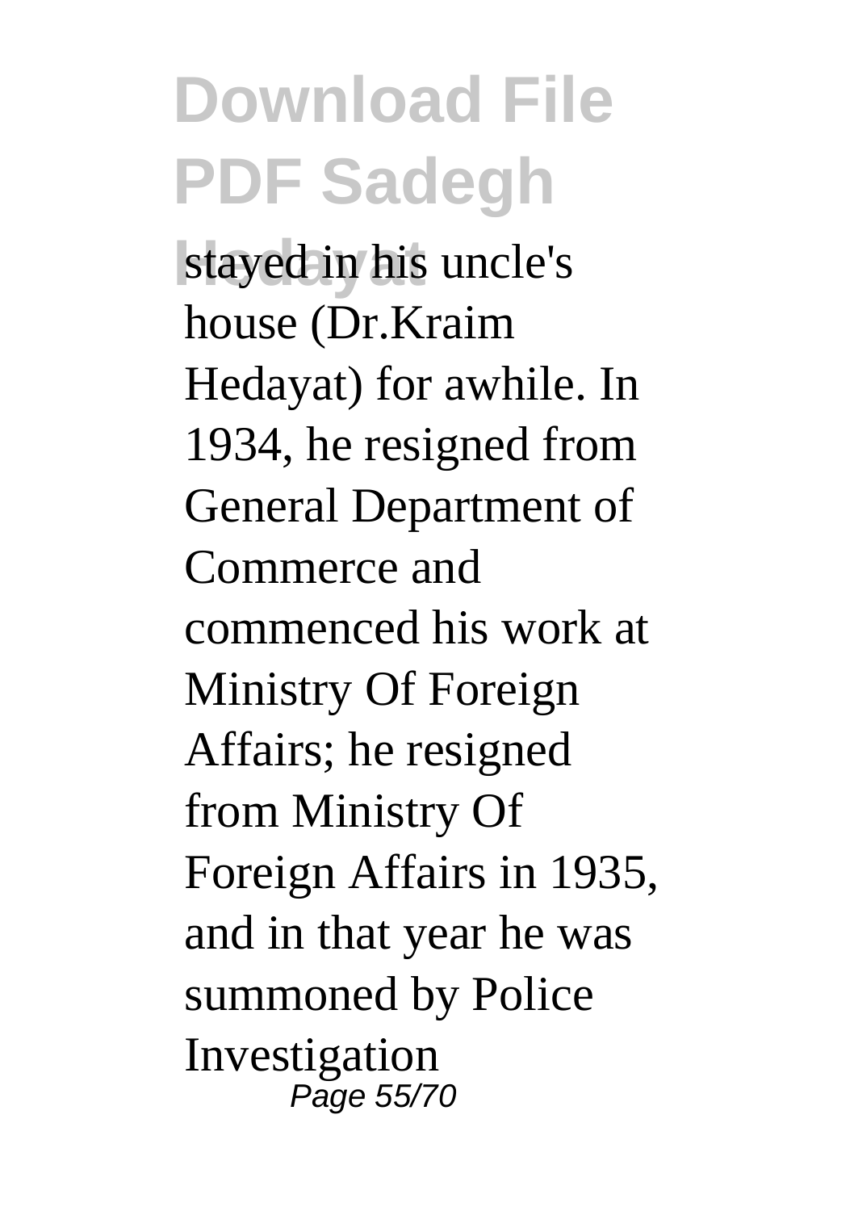stayed in his uncle's house (Dr.Kraim Hedayat) for awhile. In 1934, he resigned from General Department of Commerce and commenced his work at Ministry Of Foreign Affairs; he resigned from Ministry Of Foreign Affairs in 1935, and in that year he was summoned by Police Investigation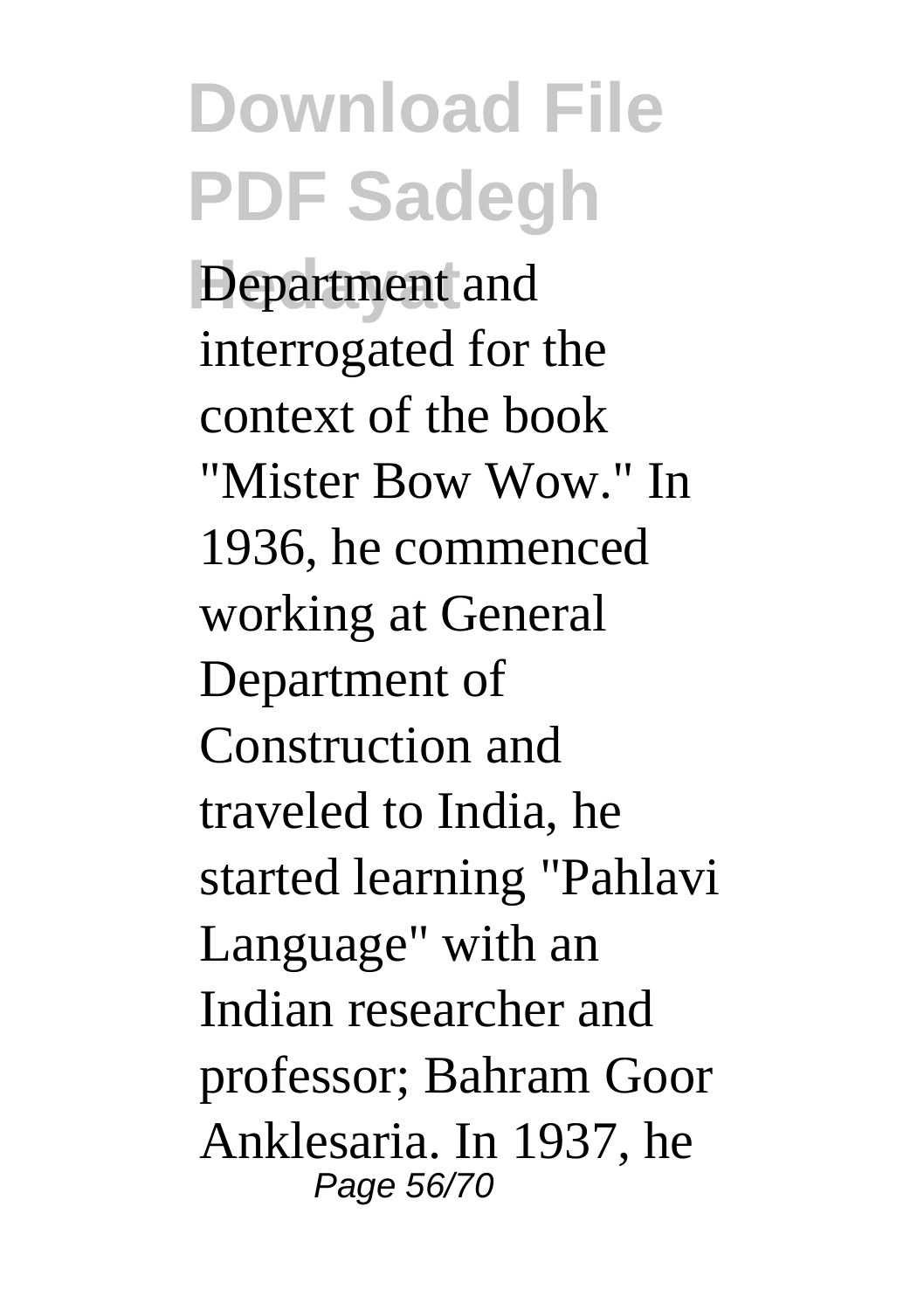Department and interrogated for the context of the book "Mister Bow Wow." In 1936, he commenced working at General Department of Construction and traveled to India, he started learning "Pahlavi Language" with an Indian researcher and professor; Bahram Goor Anklesaria. In 1937, he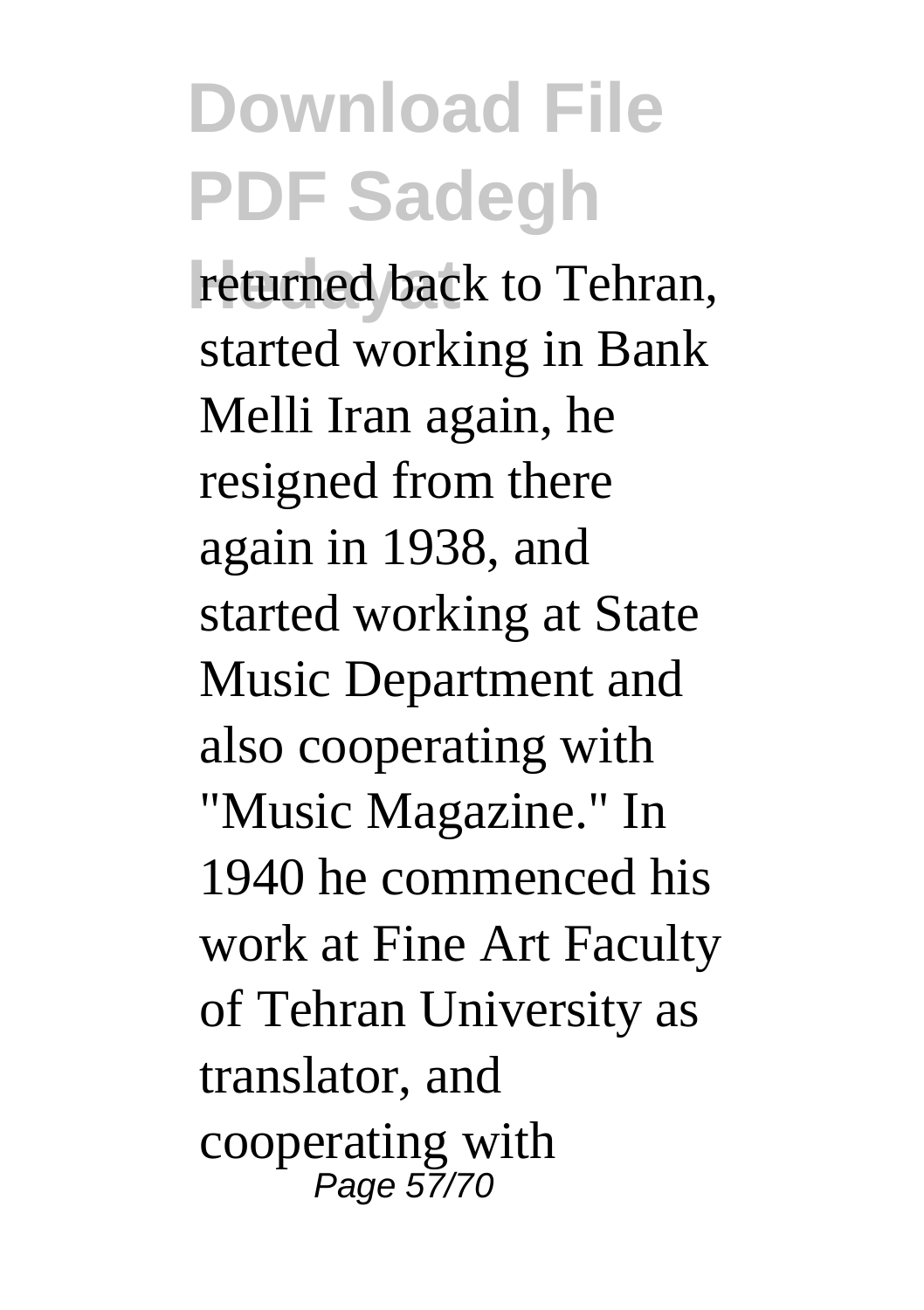returned back to Tehran, started working in Bank Melli Iran again, he resigned from there again in 1938, and started working at State Music Department and also cooperating with "Music Magazine." In 1940 he commenced his work at Fine Art Faculty of Tehran University as translator, and cooperating with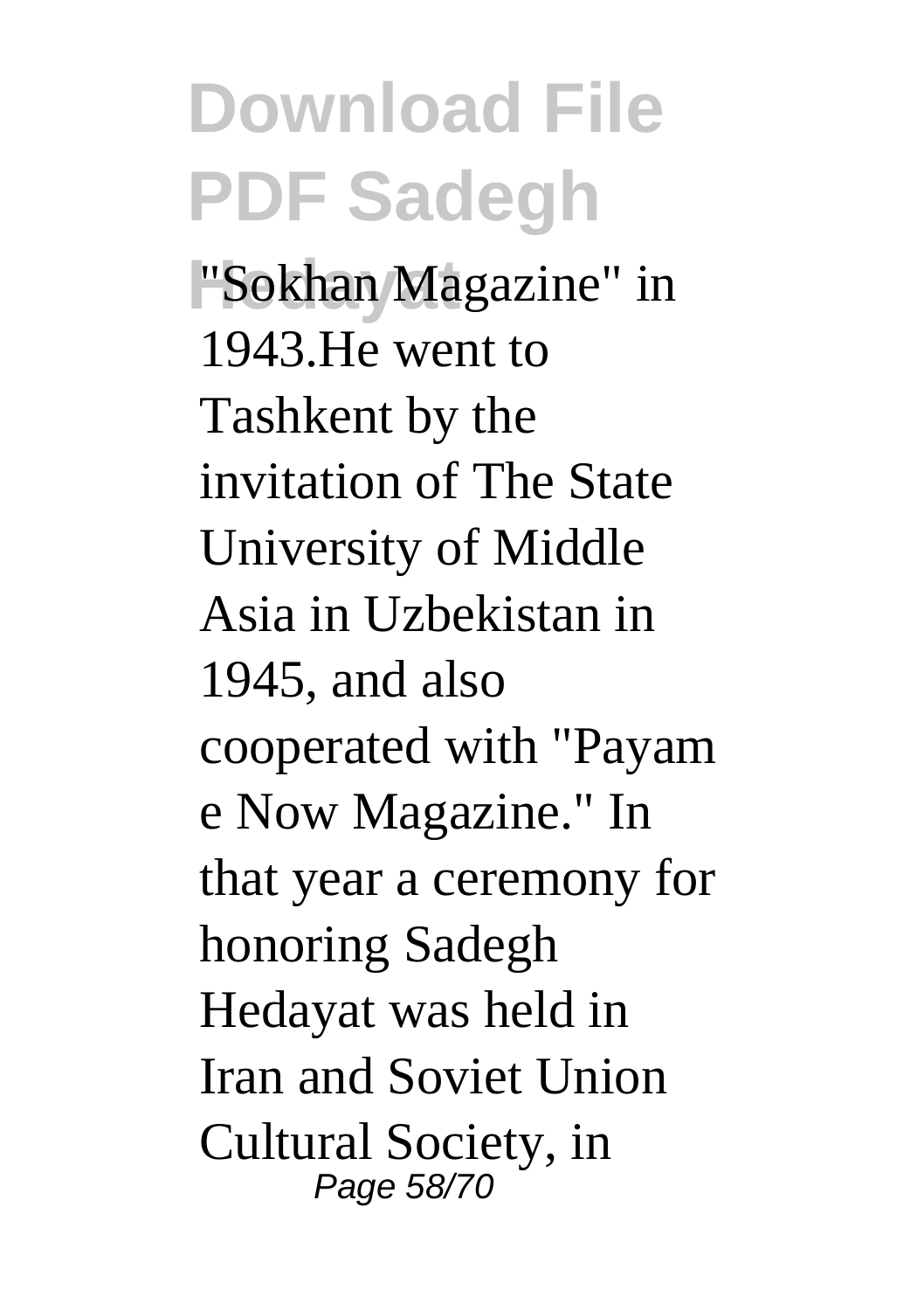"Sokhan Magazine" in 1943.He went to Tashkent by the invitation of The State University of Middle Asia in Uzbekistan in 1945, and also cooperated with "Payam e Now Magazine." In that year a ceremony for honoring Sadegh Hedayat was held in Iran and Soviet Union Cultural Society, in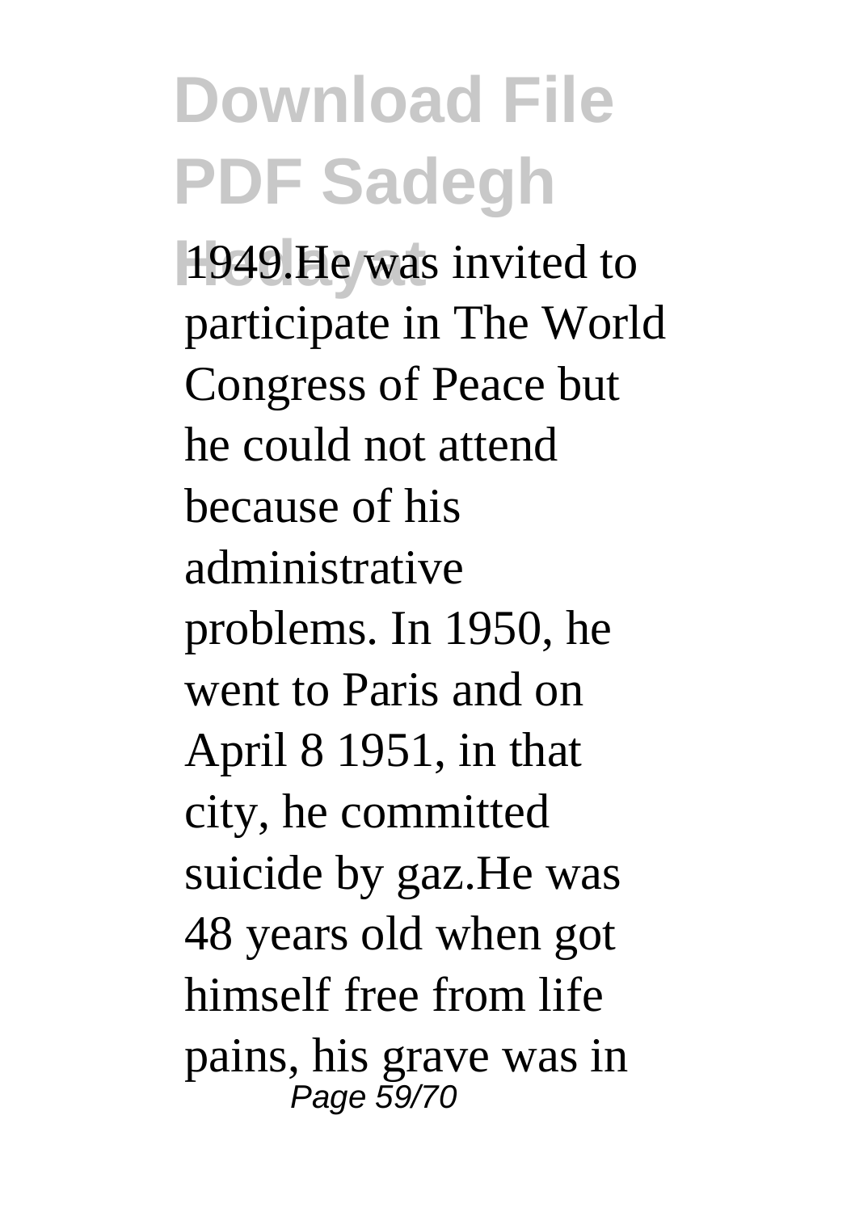1949.He was invited to participate in The World Congress of Peace but he could not attend because of his administrative problems. In 1950, he went to Paris and on April 8 1951, in that city, he committed suicide by gaz.He was 48 years old when got himself free from life pains, his grave was in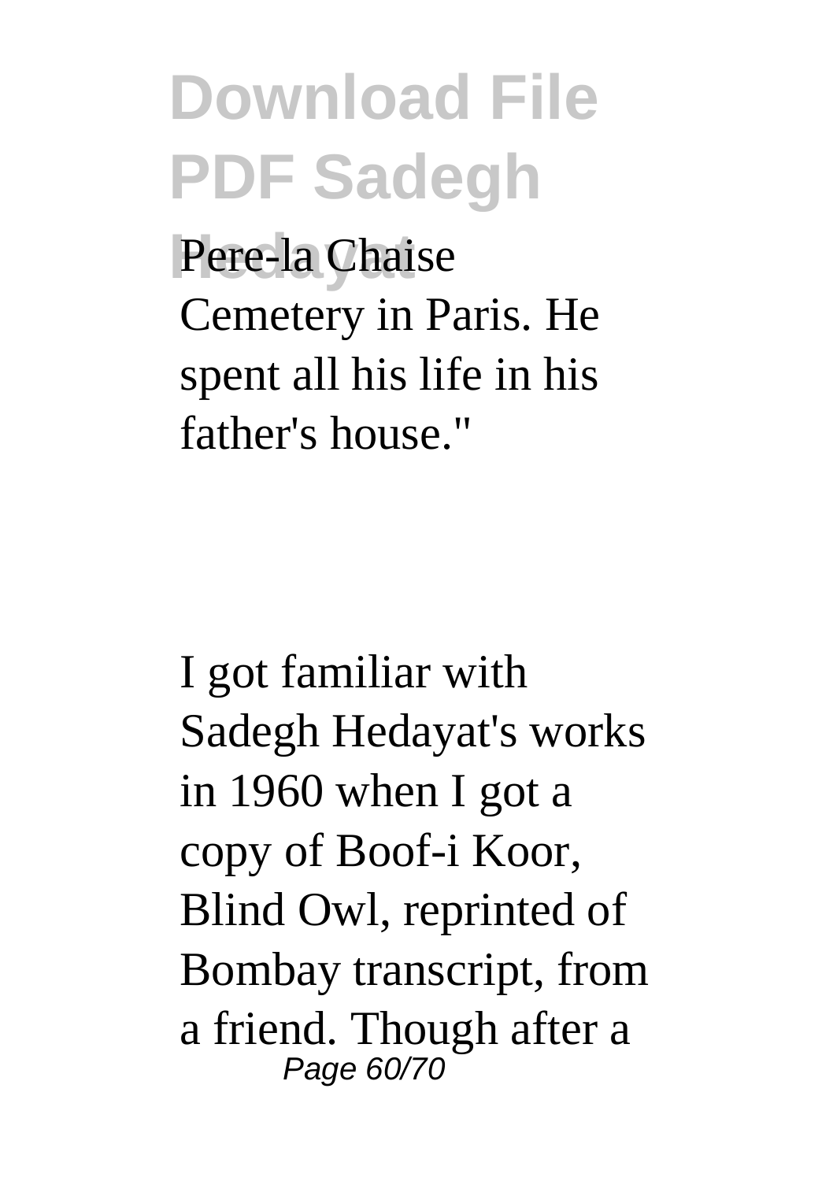Pere-la Chaise Cemetery in Paris. He spent all his life in his father's house."

I got familiar with Sadegh Hedayat's works in 1960 when I got a copy of Boof-i Koor, Blind Owl, reprinted of Bombay transcript, from a friend. Though after a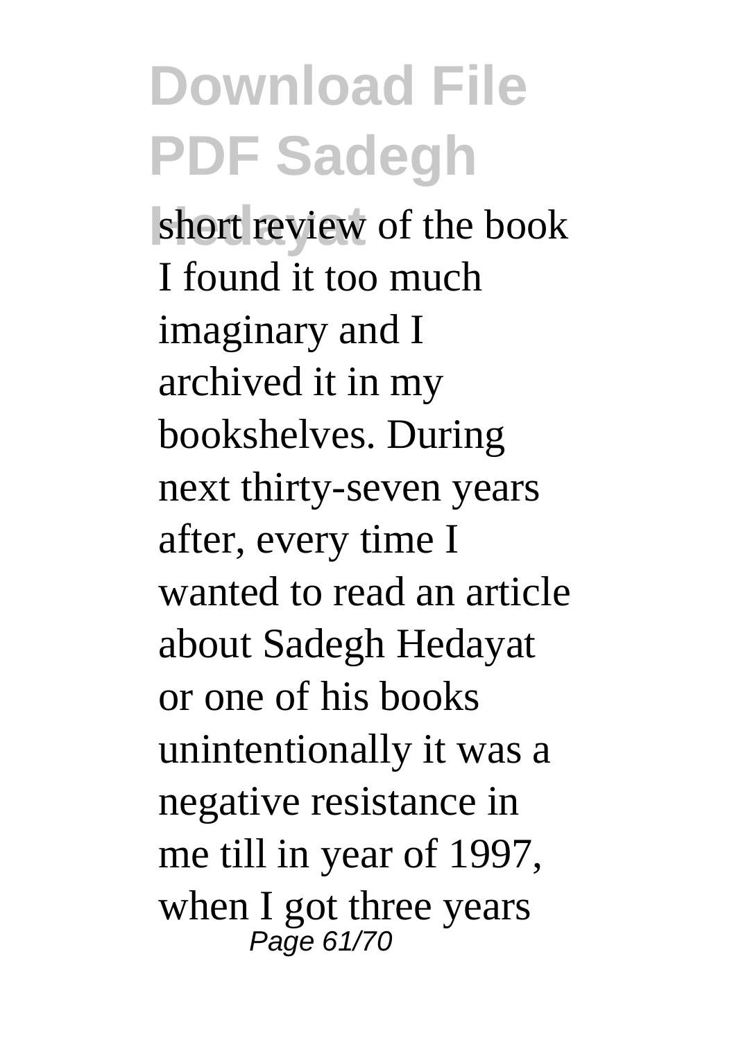short review of the book I found it too much imaginary and I archived it in my bookshelves. During next thirty-seven years after, every time I wanted to read an article about Sadegh Hedayat or one of his books unintentionally it was a negative resistance in me till in year of 1997, when I got three years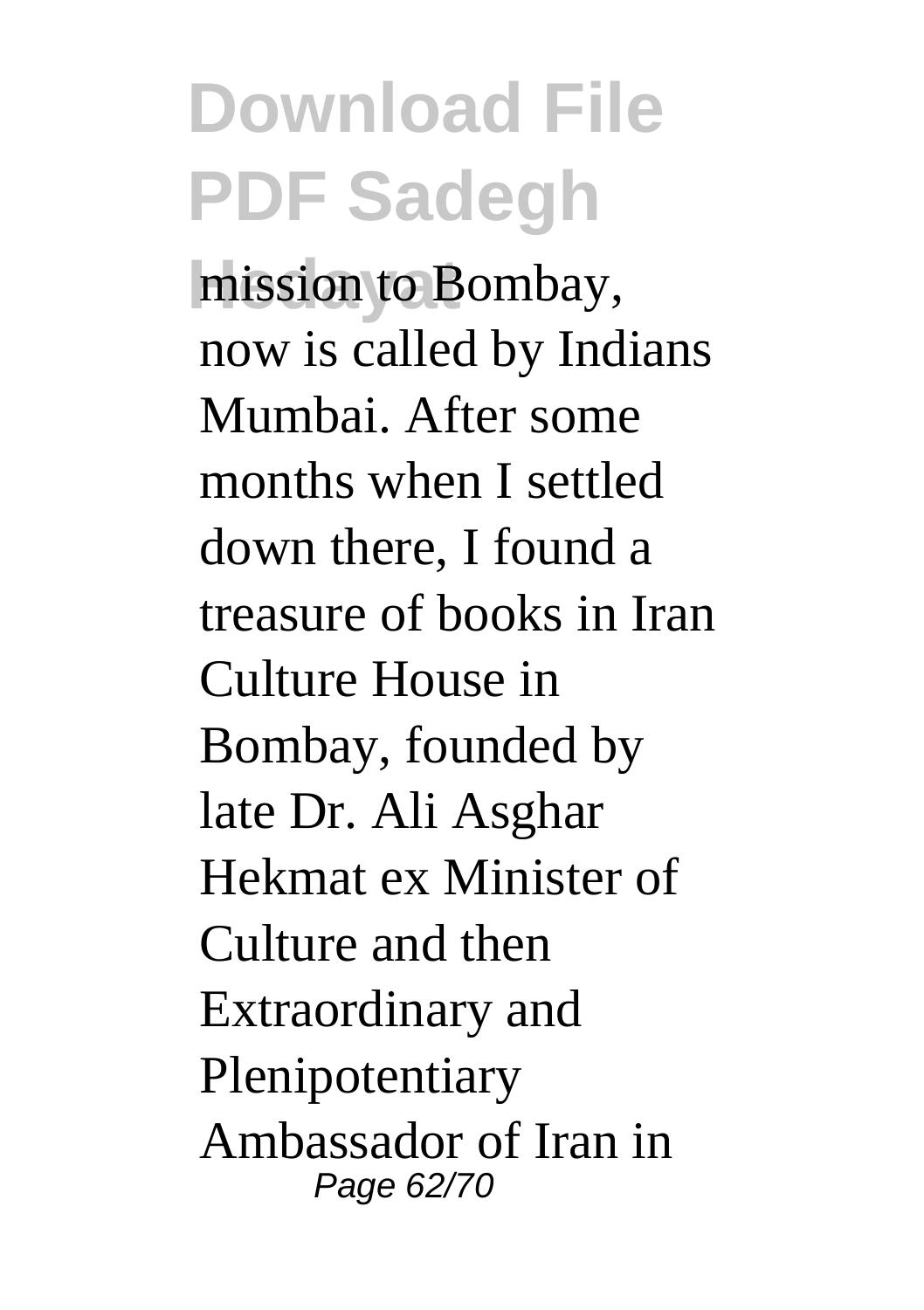mission to Bombay, now is called by Indians Mumbai. After some months when I settled down there, I found a treasure of books in Iran Culture House in Bombay, founded by late Dr. Ali Asghar Hekmat ex Minister of Culture and then Extraordinary and Plenipotentiary Ambassador of Iran in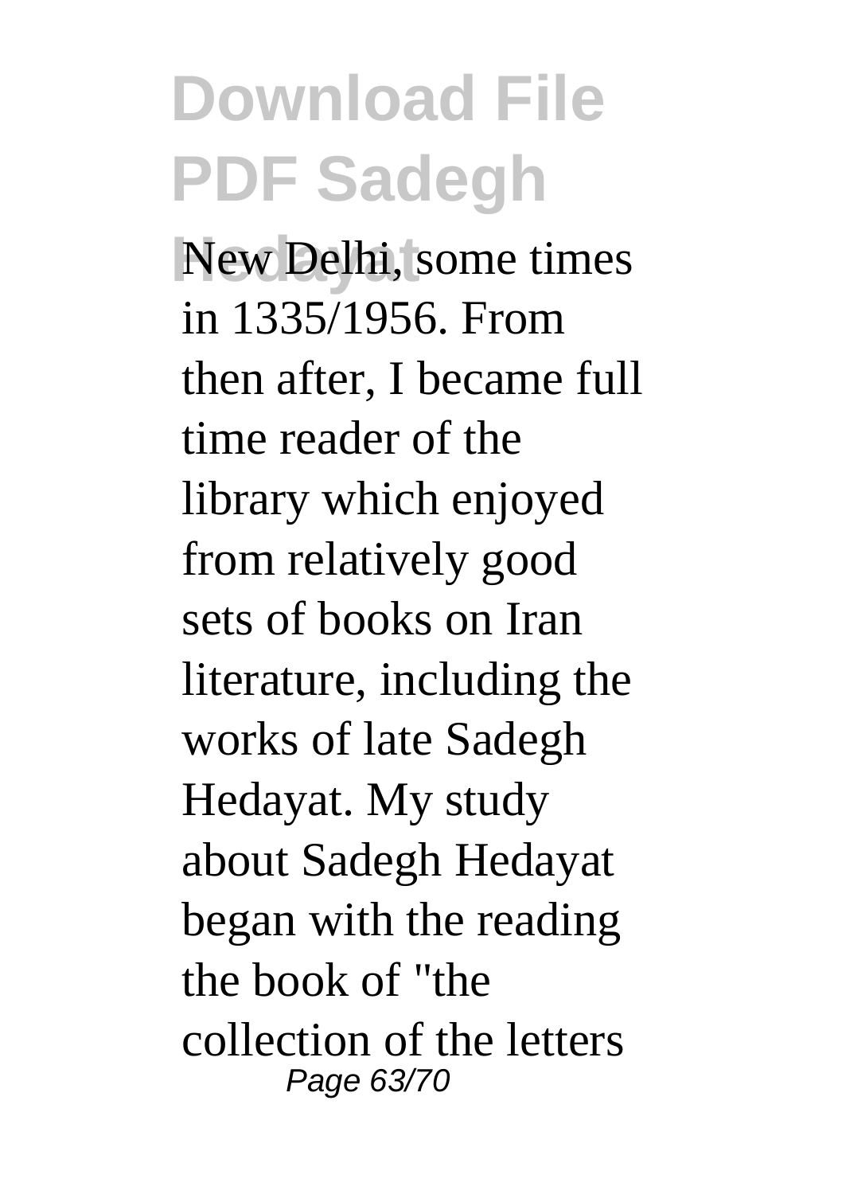New Delhi, some times in 1335/1956. From then after, I became full time reader of the library which enjoyed from relatively good sets of books on Iran literature, including the works of late Sadegh Hedayat. My study about Sadegh Hedayat began with the reading the book of "the collection of the letters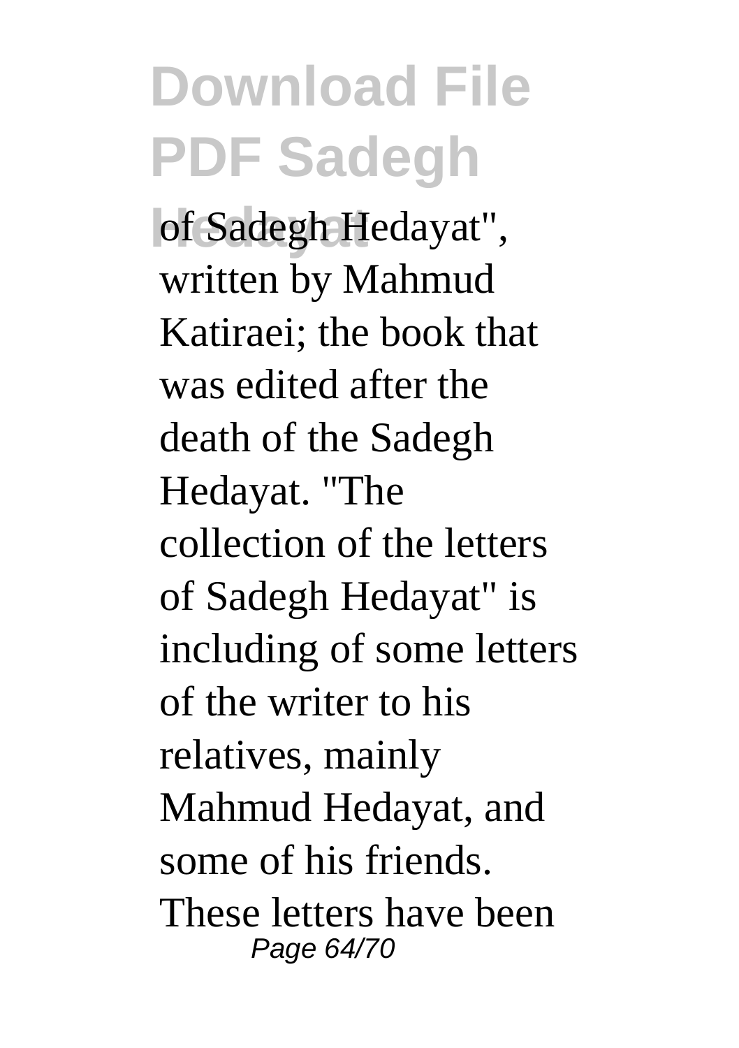of Sadegh Hedayat", written by Mahmud Katiraei; the book that was edited after the death of the Sadegh Hedayat. "The collection of the letters of Sadegh Hedayat" is including of some letters of the writer to his relatives, mainly Mahmud Hedayat, and some of his friends. These letters have been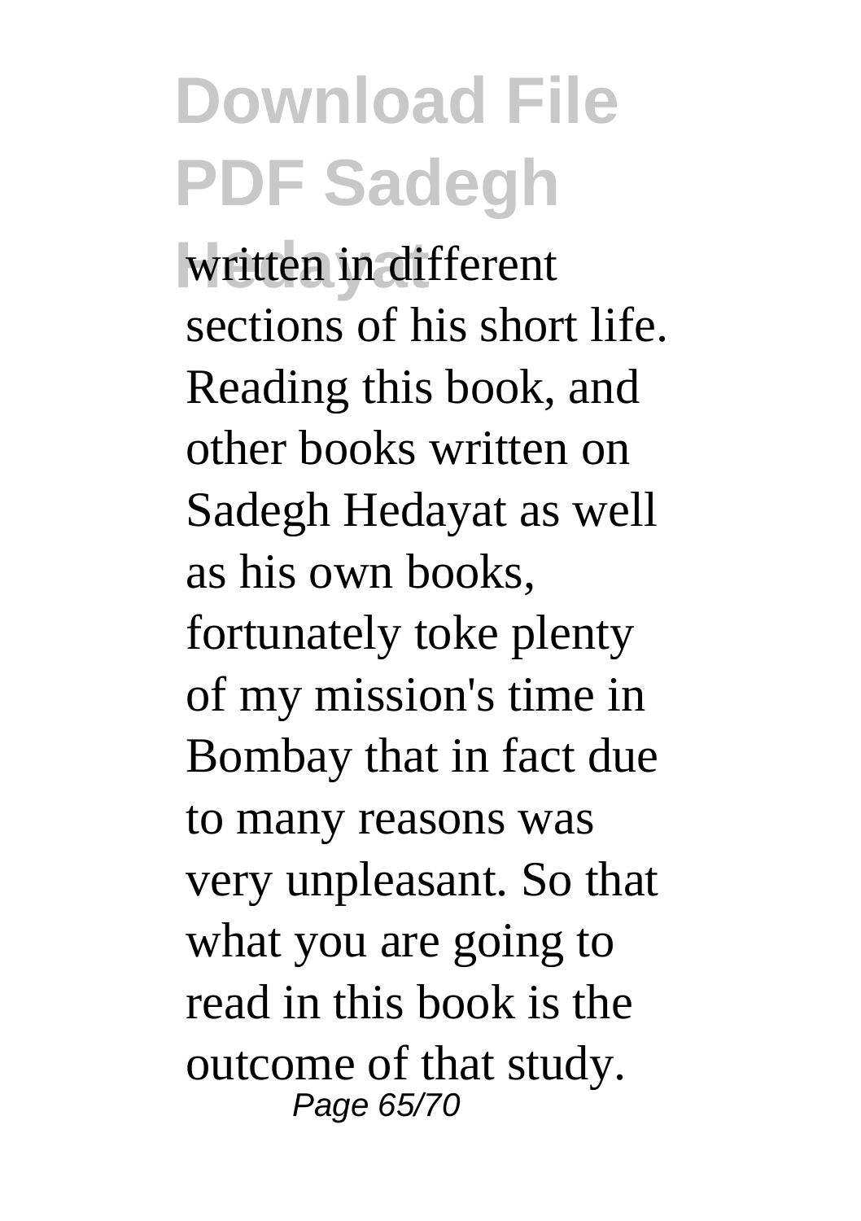written in different sections of his short life. Reading this book, and other books written on Sadegh Hedayat as well as his own books, fortunately toke plenty of my mission's time in Bombay that in fact due to many reasons was very unpleasant. So that what you are going to read in this book is the outcome of that study.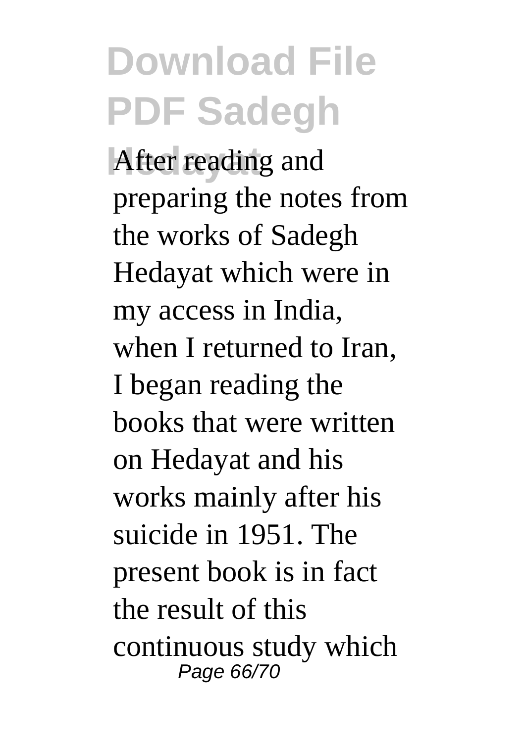After reading and preparing the notes from the works of Sadegh Hedayat which were in my access in India, when I returned to Iran, I began reading the books that were written on Hedayat and his works mainly after his suicide in 1951. The present book is in fact the result of this continuous study which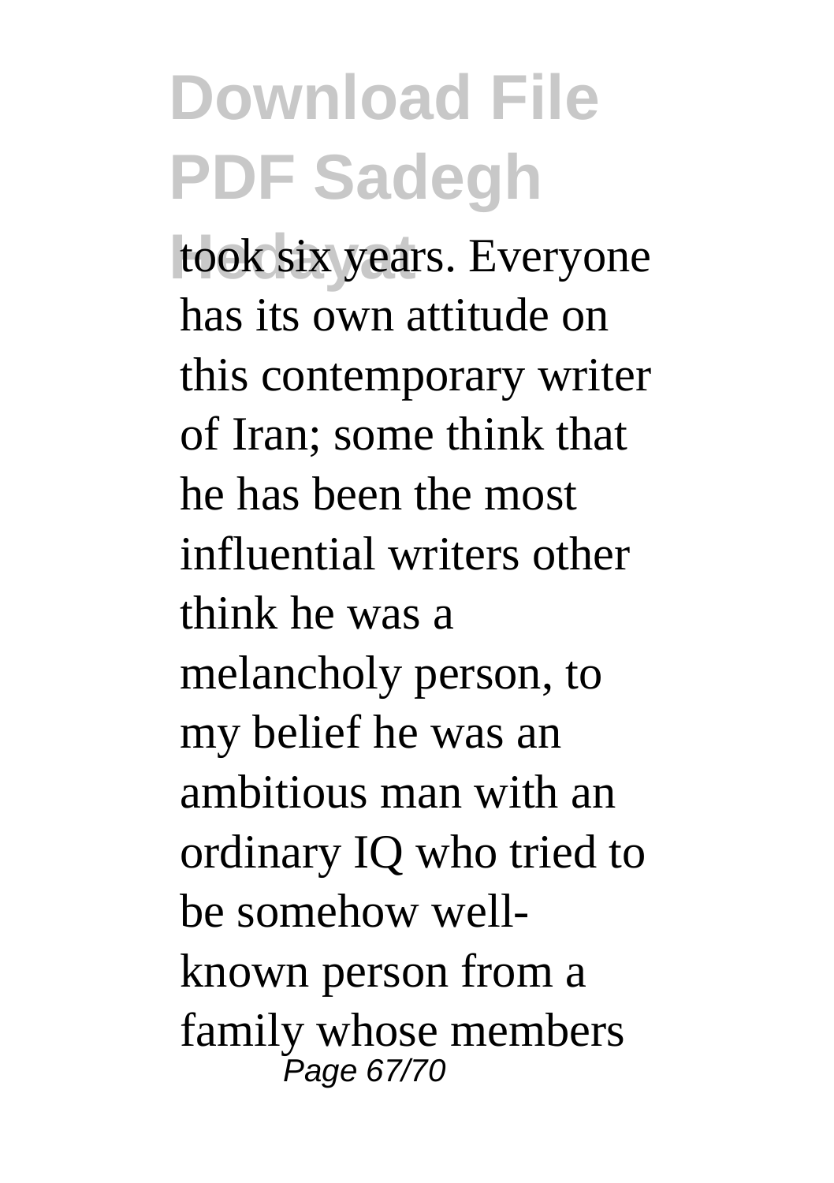took six years. Everyone has its own attitude on this contemporary writer of Iran; some think that he has been the most influential writers other think he was a melancholy person, to my belief he was an ambitious man with an ordinary IQ who tried to be somehow well-known person from a family whose members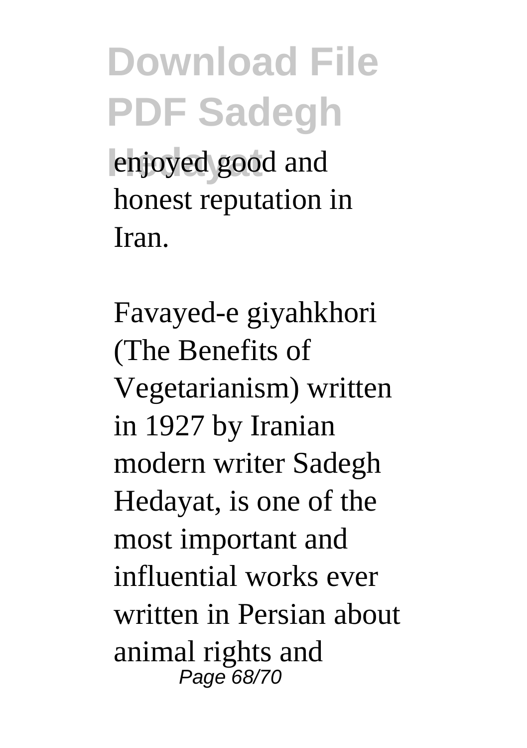enjoyed good and honest reputation in Iran.

Favayed-e giyahkhori (The Benefits of Vegetarianism) written in 1927 by Iranian modern writer Sadegh Hedayat, is one of the most important and influential works ever written in Persian about animal rights and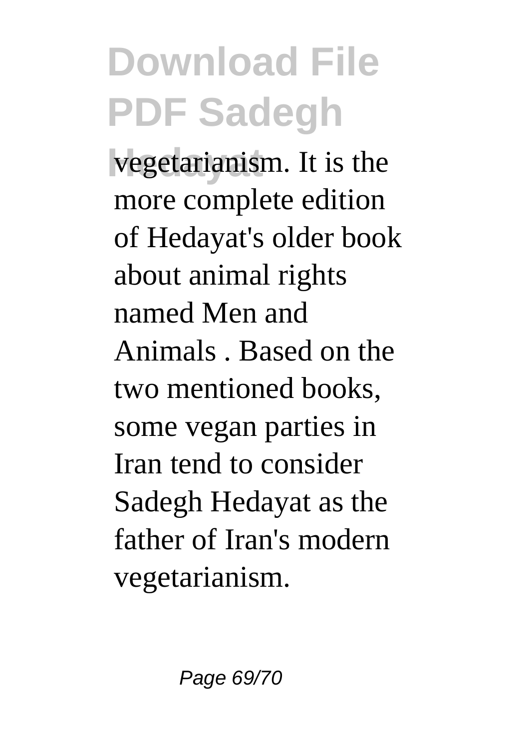vegetarianism. It is the more complete edition of Hedayat's older book about animal rights named Men and Animals . Based on the two mentioned books, some vegan parties in Iran tend to consider Sadegh Hedayat as the father of Iran's modern vegetarianism.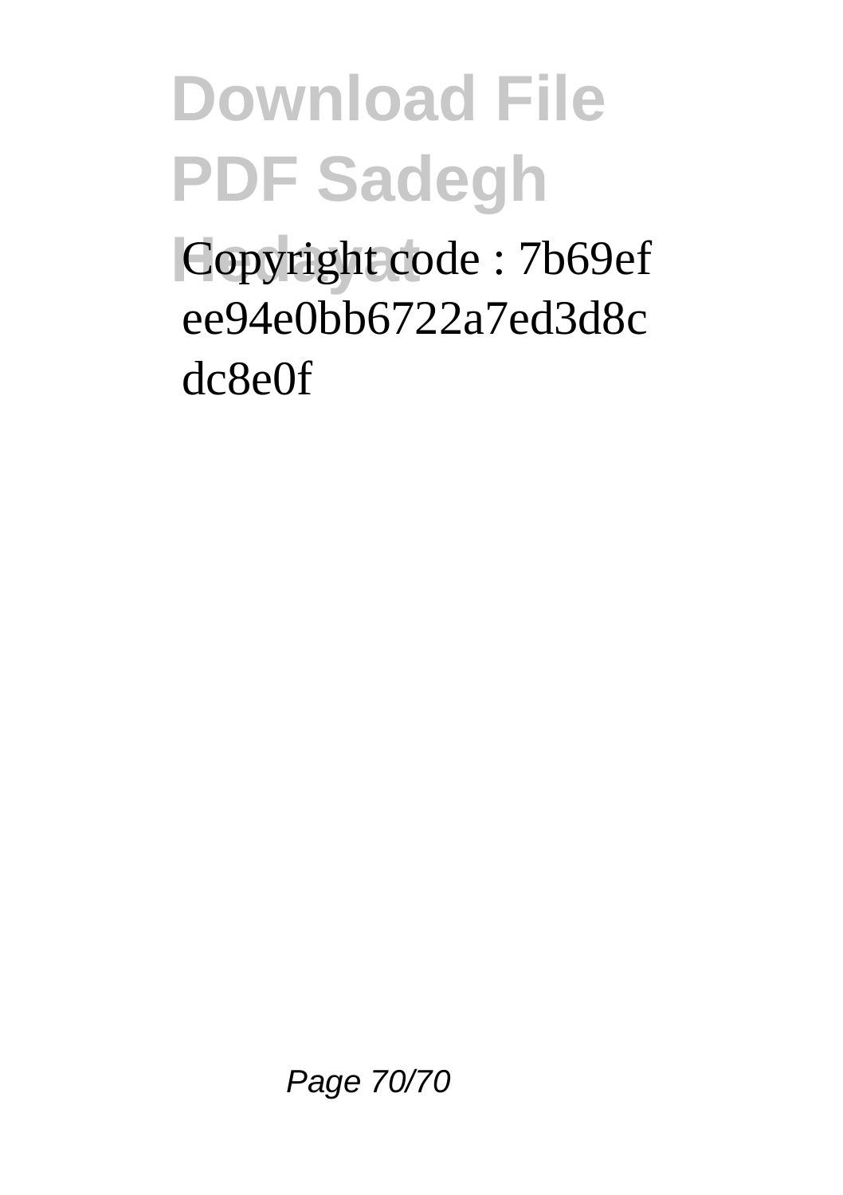Copyright code : 7b69efee94e0bb6722a7ed3d8cdc8e0f